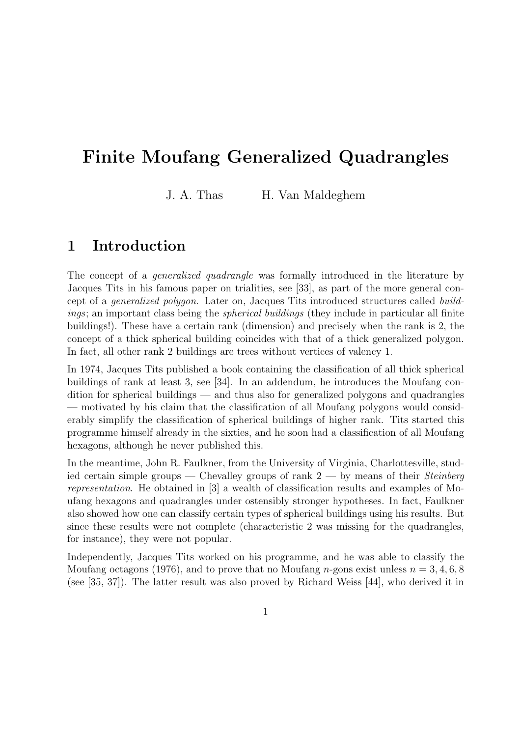# Finite Moufang Generalized Quadrangles

J. A. Thas H. Van Maldeghem

## 1 Introduction

The concept of a *generalized quadrangle* was formally introduced in the literature by Jacques Tits in his famous paper on trialities, see [33], as part of the more general concept of a *generalized polygon*. Later on, Jacques Tits introduced structures called *buildings*; an important class being the *spherical buildings* (they include in particular all finite buildings!). These have a certain rank (dimension) and precisely when the rank is 2, the concept of a thick spherical building coincides with that of a thick generalized polygon. In fact, all other rank 2 buildings are trees without vertices of valency 1.

In 1974, Jacques Tits published a book containing the classification of all thick spherical buildings of rank at least 3, see [34]. In an addendum, he introduces the Moufang condition for spherical buildings — and thus also for generalized polygons and quadrangles — motivated by his claim that the classification of all Moufang polygons would considerably simplify the classification of spherical buildings of higher rank. Tits started this programme himself already in the sixties, and he soon had a classification of all Moufang hexagons, although he never published this.

In the meantime, John R. Faulkner, from the University of Virginia, Charlottesville, studied certain simple groups — Chevalley groups of rank 2 — by means of their *Steinberg representation*. He obtained in [3] a wealth of classification results and examples of Moufang hexagons and quadrangles under ostensibly stronger hypotheses. In fact, Faulkner also showed how one can classify certain types of spherical buildings using his results. But since these results were not complete (characteristic 2 was missing for the quadrangles, for instance), they were not popular.

Independently, Jacques Tits worked on his programme, and he was able to classify the Moufang octagons (1976), and to prove that no Moufang $n$-gons exist unless $n = 3, 4, 6, 8$ (see [35, 37]). The latter result was also proved by Richard Weiss [44], who derived it in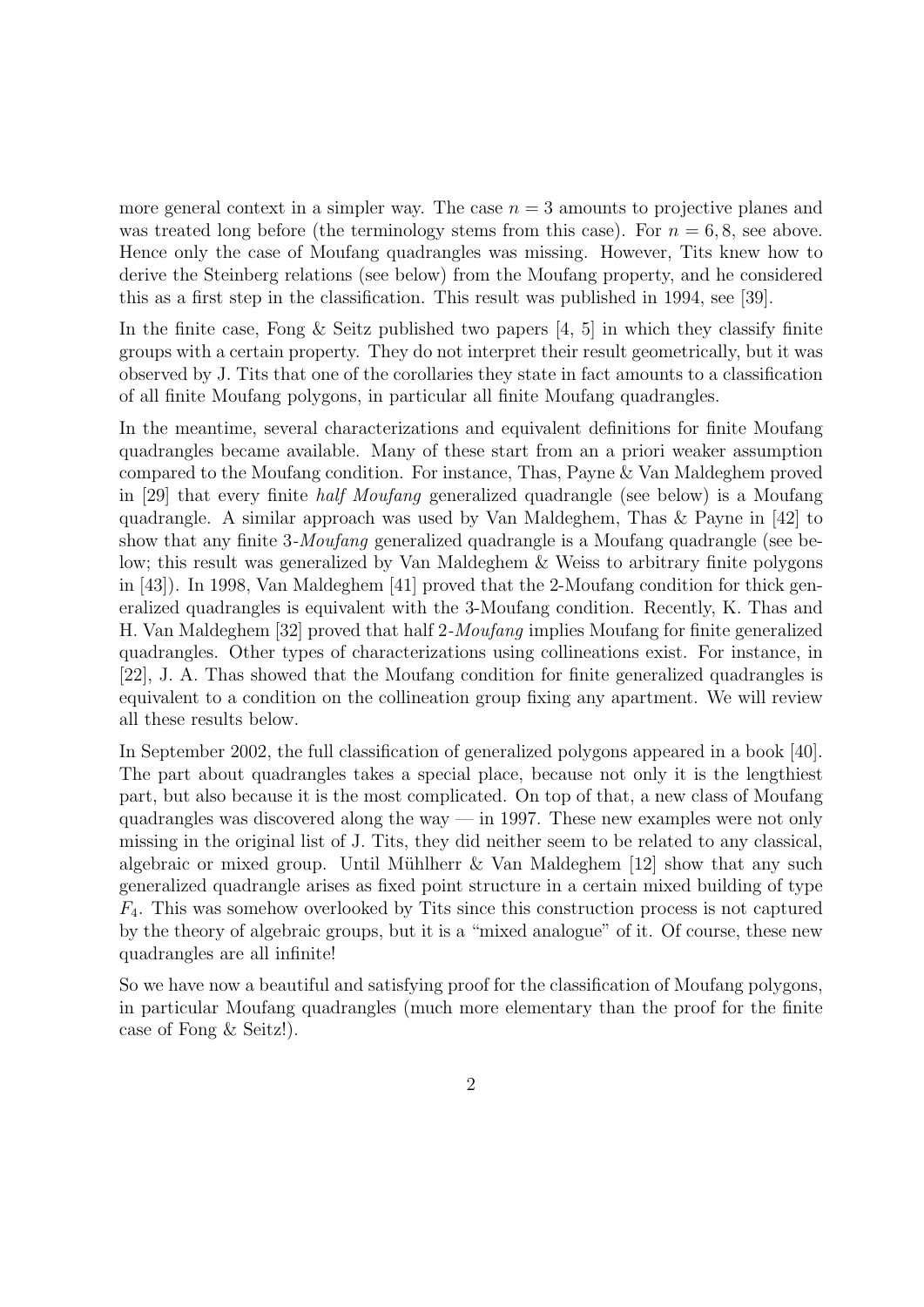more general context in a simpler way. The case $n = 3$ amounts to projective planes and was treated long before (the terminology stems from this case). For $n = 6, 8$, see above. Hence only the case of Moufang quadrangles was missing. However, Tits knew how to derive the Steinberg relations (see below) from the Moufang property, and he considered this as a first step in the classification. This result was published in 1994, see [39].

In the finite case, Fong & Seitz published two papers [4, 5] in which they classify finite groups with a certain property. They do not interpret their result geometrically, but it was observed by J. Tits that one of the corollaries they state in fact amounts to a classification of all finite Moufang polygons, in particular all finite Moufang quadrangles.

In the meantime, several characterizations and equivalent definitions for finite Moufang quadrangles became available. Many of these start from an a priori weaker assumption compared to the Moufang condition. For instance, Thas, Payne & Van Maldeghem proved in [29] that every finite *half Moufang* generalized quadrangle (see below) is a Moufang quadrangle. A similar approach was used by Van Maldeghem, Thas & Payne in [42] to show that any finite 3-*Moufang* generalized quadrangle is a Moufang quadrangle (see below; this result was generalized by Van Maldeghem & Weiss to arbitrary finite polygons in [43]). In 1998, Van Maldeghem [41] proved that the 2-Moufang condition for thick generalized quadrangles is equivalent with the 3-Moufang condition. Recently, K. Thas and H. Van Maldeghem [32] proved that half 2-*Moufang* implies Moufang for finite generalized quadrangles. Other types of characterizations using collineations exist. For instance, in [22], J. A. Thas showed that the Moufang condition for finite generalized quadrangles is equivalent to a condition on the collineation group fixing any apartment. We will review all these results below.

In September 2002, the full classification of generalized polygons appeared in a book [40]. The part about quadrangles takes a special place, because not only it is the lengthiest part, but also because it is the most complicated. On top of that, a new class of Moufang quadrangles was discovered along the way — in 1997. These new examples were not only missing in the original list of J. Tits, they did neither seem to be related to any classical, algebraic or mixed group. Until Mühlherr & Van Maldeghem [12] show that any such generalized quadrangle arises as fixed point structure in a certain mixed building of type $F_4$. This was somehow overlooked by Tits since this construction process is not captured by the theory of algebraic groups, but it is a "mixed analogue" of it. Of course, these new quadrangles are all infinite!

So we have now a beautiful and satisfying proof for the classification of Moufang polygons, in particular Moufang quadrangles (much more elementary than the proof for the finite case of Fong & Seitz!).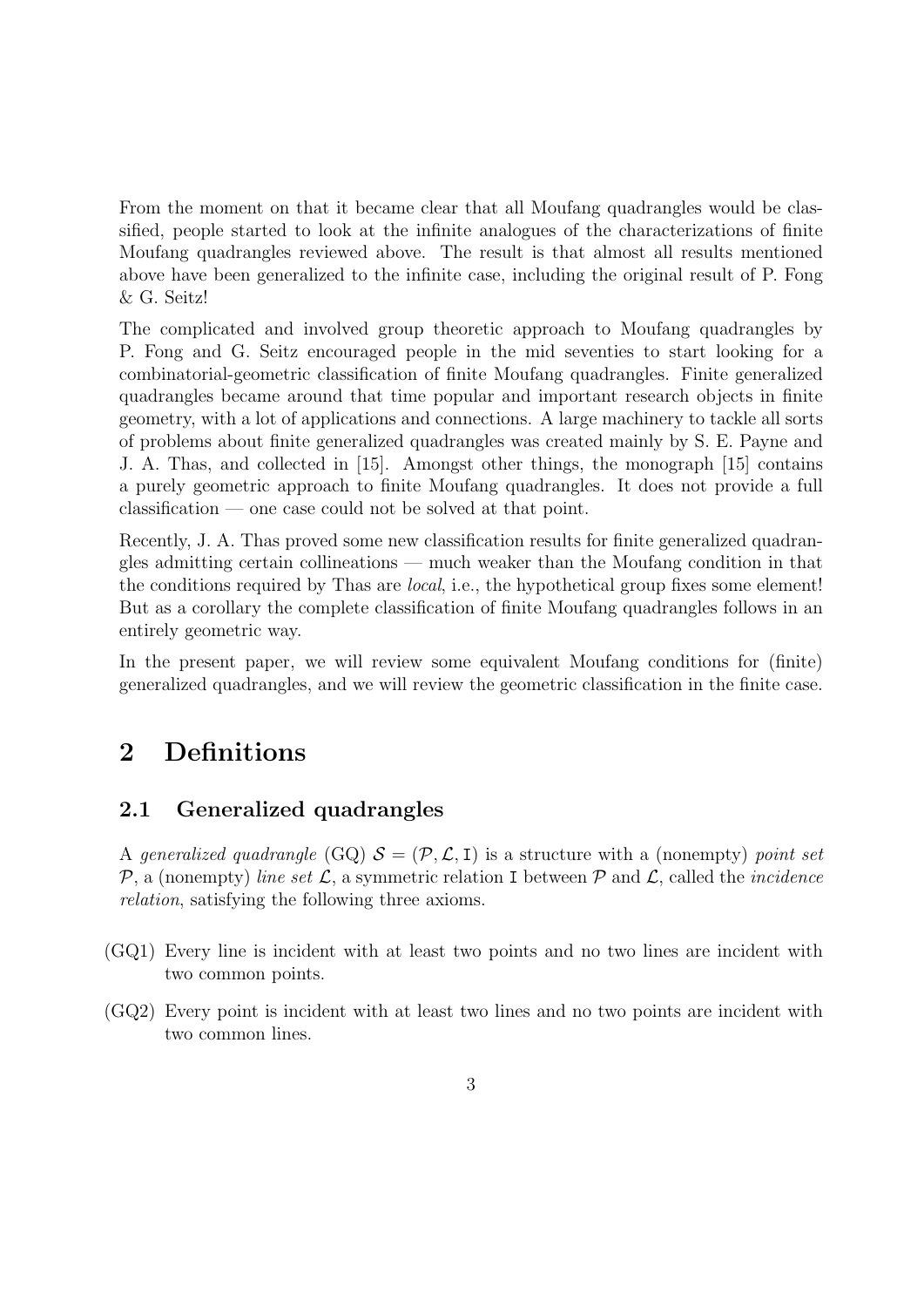From the moment on that it became clear that all Moufang quadrangles would be classified, people started to look at the infinite analogues of the characterizations of finite Moufang quadrangles reviewed above. The result is that almost all results mentioned above have been generalized to the infinite case, including the original result of P. Fong & G. Seitz!

The complicated and involved group theoretic approach to Moufang quadrangles by P. Fong and G. Seitz encouraged people in the mid seventies to start looking for a combinatorial-geometric classification of finite Moufang quadrangles. Finite generalized quadrangles became around that time popular and important research objects in finite geometry, with a lot of applications and connections. A large machinery to tackle all sorts of problems about finite generalized quadrangles was created mainly by S. E. Payne and J. A. Thas, and collected in [15]. Amongst other things, the monograph [15] contains a purely geometric approach to finite Moufang quadrangles. It does not provide a full classification — one case could not be solved at that point.

Recently, J. A. Thas proved some new classification results for finite generalized quadrangles admitting certain collineations — much weaker than the Moufang condition in that the conditions required by Thas are *local*, i.e., the hypothetical group fixes some element! But as a corollary the complete classification of finite Moufang quadrangles follows in an entirely geometric way.

In the present paper, we will review some equivalent Moufang conditions for (finite) generalized quadrangles, and we will review the geometric classification in the finite case.

# 2 Definitions

## 2.1 Generalized quadrangles

A *generalized quadrangle* (GQ) $\mathcal{S} = (\mathcal{P}, \mathcal{L}, \mathtt{I})$ is a structure with a (nonempty) *point set* $\mathcal{P}$, a (nonempty) *line set* $\mathcal{L}$, a symmetric relation $\mathtt{I}$ between $\mathcal{P}$ and $\mathcal{L}$, called the *incidence relation*, satisfying the following three axioms.

(GQ1) Every line is incident with at least two points and no two lines are incident with two common points.

(GQ2) Every point is incident with at least two lines and no two points are incident with two common lines.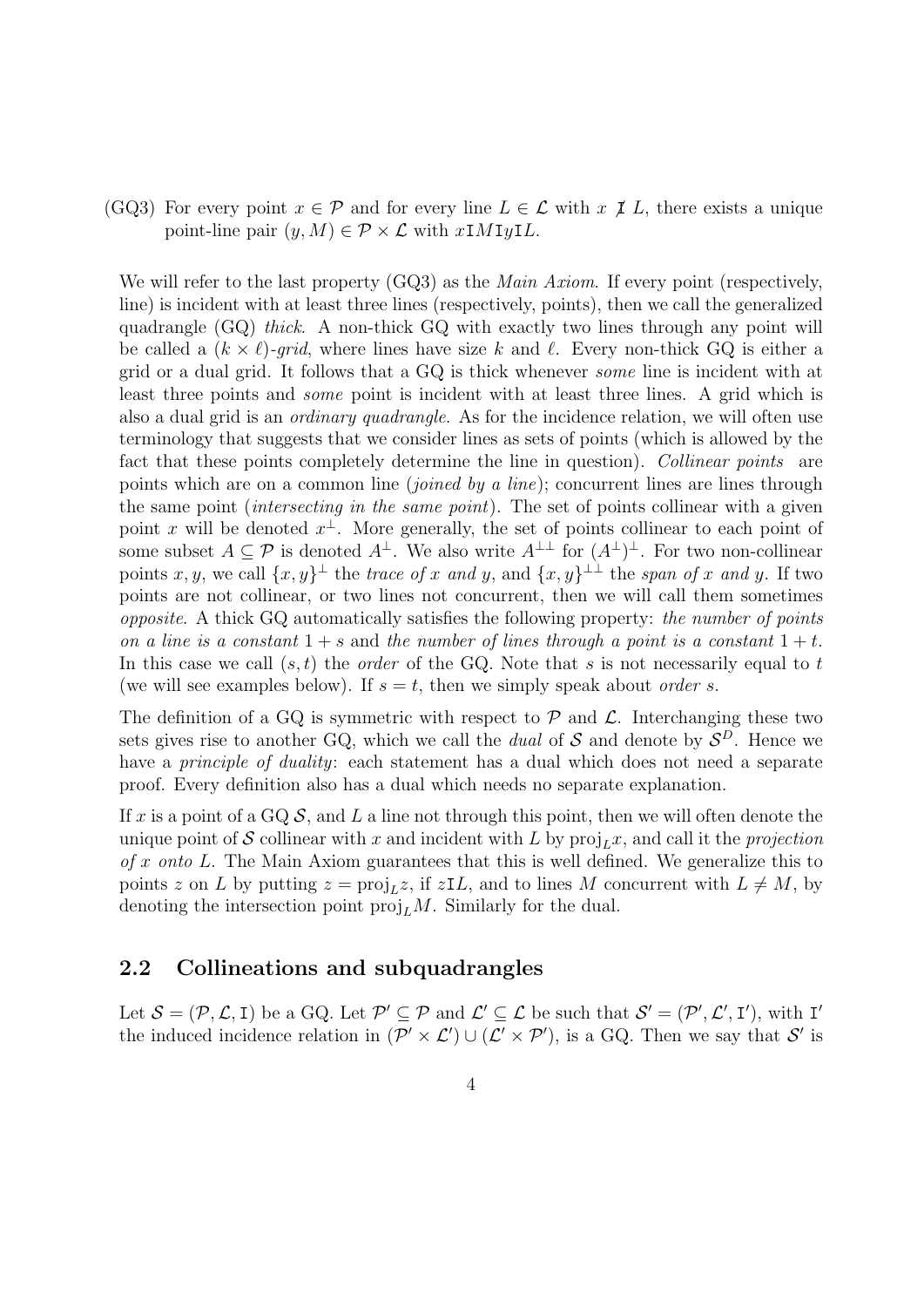(GQ3) For every point $x \in \mathcal{P}$ and for every line $L \in \mathcal{L}$ with $x \not\mathtt{I}\, L$, there exists a unique point-line pair $(y, M) \in \mathcal{P} \times \mathcal{L}$ with $x\mathtt{I}M\mathtt{I}y\mathtt{I}L$.

We will refer to the last property (GQ3) as the *Main Axiom*. If every point (respectively, line) is incident with at least three lines (respectively, points), then we call the generalized quadrangle (GQ) *thick*. A non-thick GQ with exactly two lines through any point will be called a $(k \times \ell)$-*grid*, where lines have size $k$ and $\ell$. Every non-thick GQ is either a grid or a dual grid. It follows that a GQ is thick whenever *some* line is incident with at least three points and *some* point is incident with at least three lines. A grid which is also a dual grid is an *ordinary quadrangle*. As for the incidence relation, we will often use terminology that suggests that we consider lines as sets of points (which is allowed by the fact that these points completely determine the line in question). *Collinear points* are points which are on a common line (*joined by a line*); concurrent lines are lines through the same point (*intersecting in the same point*). The set of points collinear with a given point $x$ will be denoted $x^\perp$. More generally, the set of points collinear to each point of some subset $A \subseteq \mathcal{P}$ is denoted $A^\perp$. We also write $A^{\perp\perp}$ for $(A^\perp)^\perp$. For two non-collinear points $x, y$, we call $\{x, y\}^\perp$ the *trace of* $x$ *and* $y$, and $\{x, y\}^{\perp\perp}$ the *span of* $x$ *and* $y$. If two points are not collinear, or two lines not concurrent, then we will call them sometimes *opposite*. A thick GQ automatically satisfies the following property: *the number of points on a line is a constant* $1 + s$ and *the number of lines through a point is a constant* $1 + t$. In this case we call $(s, t)$ the *order* of the GQ. Note that $s$ is not necessarily equal to $t$ (we will see examples below). If $s = t$, then we simply speak about *order* $s$.

The definition of a GQ is symmetric with respect to $\mathcal{P}$ and $\mathcal{L}$. Interchanging these two sets gives rise to another GQ, which we call the *dual* of $\mathcal{S}$ and denote by $\mathcal{S}^D$. Hence we have a *principle of duality*: each statement has a dual which does not need a separate proof. Every definition also has a dual which needs no separate explanation.

If $x$ is a point of a GQ $\mathcal{S}$, and $L$ a line not through this point, then we will often denote the unique point of $\mathcal{S}$ collinear with $x$ and incident with $L$ by $\mathrm{proj}_L x$, and call it the *projection of* $x$ *onto* $L$. The Main Axiom guarantees that this is well defined. We generalize this to points $z$ on $L$ by putting $z = \mathrm{proj}_L z$, if $z\mathtt{I}L$, and to lines $M$ concurrent with $L \neq M$, by denoting the intersection point $\mathrm{proj}_L M$. Similarly for the dual.

## 2.2 Collineations and subquadrangles

Let $\mathcal{S} = (\mathcal{P}, \mathcal{L}, \mathtt{I})$ be a GQ. Let $\mathcal{P}' \subseteq \mathcal{P}$ and $\mathcal{L}' \subseteq \mathcal{L}$ be such that $\mathcal{S}' = (\mathcal{P}', \mathcal{L}', \mathtt{I}')$, with $\mathtt{I}'$ the induced incidence relation in $(\mathcal{P}' \times \mathcal{L}') \cup (\mathcal{L}' \times \mathcal{P}')$, is a GQ. Then we say that $\mathcal{S}'$ is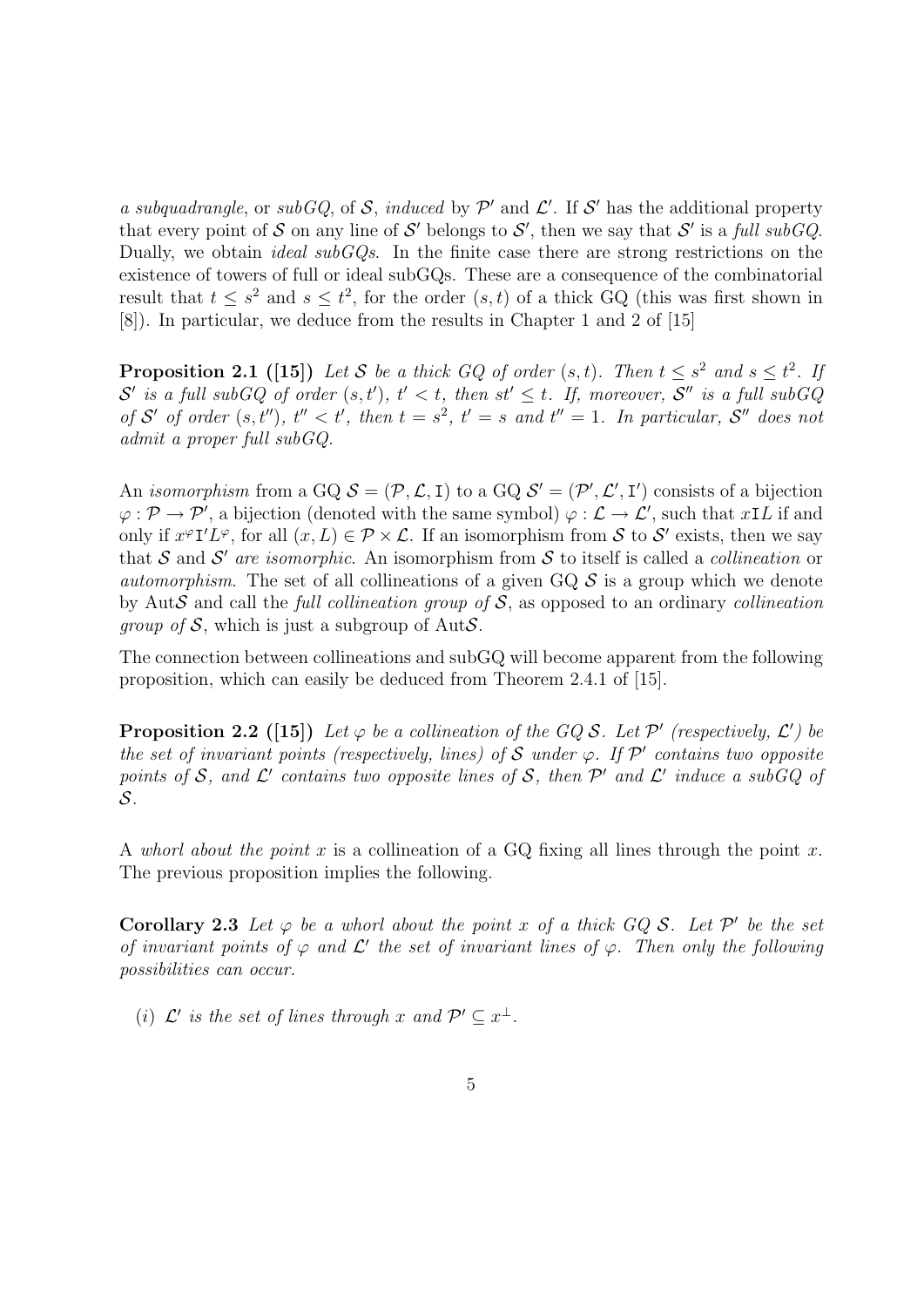*a subquadrangle*, or *subGQ*, of $\mathcal{S}$, *induced* by $\mathcal{P}'$ and $\mathcal{L}'$. If $\mathcal{S}'$ has the additional property that every point of $\mathcal{S}$ on any line of $\mathcal{S}'$ belongs to $\mathcal{S}'$, then we say that $\mathcal{S}'$ is a *full subGQ*. Dually, we obtain *ideal subGQs*. In the finite case there are strong restrictions on the existence of towers of full or ideal subGQs. These are a consequence of the combinatorial result that $t \leq s^2$ and $s \leq t^2$, for the order $(s,t)$ of a thick GQ (this was first shown in [8]). In particular, we deduce from the results in Chapter 1 and 2 of [15]

**Proposition 2.1 ([15])** *Let $\mathcal{S}$ be a thick GQ of order $(s,t)$. Then $t \leq s^2$ and $s \leq t^2$. If $\mathcal{S}'$ is a full subGQ of order $(s,t')$, $t' < t$, then $st' \leq t$. If, moreover, $\mathcal{S}''$ is a full subGQ of $\mathcal{S}'$ of order $(s,t'')$, $t'' < t'$, then $t = s^2$, $t' = s$ and $t'' = 1$. In particular, $\mathcal{S}''$ does not admit a proper full subGQ.*

An *isomorphism* from a GQ $\mathcal{S} = (\mathcal{P}, \mathcal{L}, \mathtt{I})$ to a GQ $\mathcal{S}' = (\mathcal{P}', \mathcal{L}', \mathtt{I}')$ consists of a bijection $\varphi : \mathcal{P} \to \mathcal{P}'$, a bijection (denoted with the same symbol) $\varphi : \mathcal{L} \to \mathcal{L}'$, such that $x\mathtt{I}L$ if and only if $x^\varphi \mathtt{I}' L^\varphi$, for all $(x, L) \in \mathcal{P} \times \mathcal{L}$. If an isomorphism from $\mathcal{S}$ to $\mathcal{S}'$ exists, then we say that $\mathcal{S}$ and $\mathcal{S}'$ *are isomorphic*. An isomorphism from $\mathcal{S}$ to itself is called a *collineation* or *automorphism*. The set of all collineations of a given GQ $\mathcal{S}$ is a group which we denote by $\mathrm{Aut}\mathcal{S}$ and call the *full collineation group of* $\mathcal{S}$, as opposed to an ordinary *collineation group of* $\mathcal{S}$, which is just a subgroup of $\mathrm{Aut}\mathcal{S}$.

The connection between collineations and subGQ will become apparent from the following proposition, which can easily be deduced from Theorem 2.4.1 of [15].

**Proposition 2.2 ([15])** *Let $\varphi$ be a collineation of the GQ $\mathcal{S}$. Let $\mathcal{P}'$ (respectively, $\mathcal{L}'$) be the set of invariant points (respectively, lines) of $\mathcal{S}$ under $\varphi$. If $\mathcal{P}'$ contains two opposite points of $\mathcal{S}$, and $\mathcal{L}'$ contains two opposite lines of $\mathcal{S}$, then $\mathcal{P}'$ and $\mathcal{L}'$ induce a subGQ of $\mathcal{S}$.*

A *whorl about the point* $x$ is a collineation of a GQ fixing all lines through the point $x$. The previous proposition implies the following.

**Corollary 2.3** *Let $\varphi$ be a whorl about the point $x$ of a thick GQ $\mathcal{S}$. Let $\mathcal{P}'$ be the set of invariant points of $\varphi$ and $\mathcal{L}'$ the set of invariant lines of $\varphi$. Then only the following possibilities can occur.*

(*i*) *$\mathcal{L}'$ is the set of lines through $x$ and $\mathcal{P}' \subseteq x^\perp$.*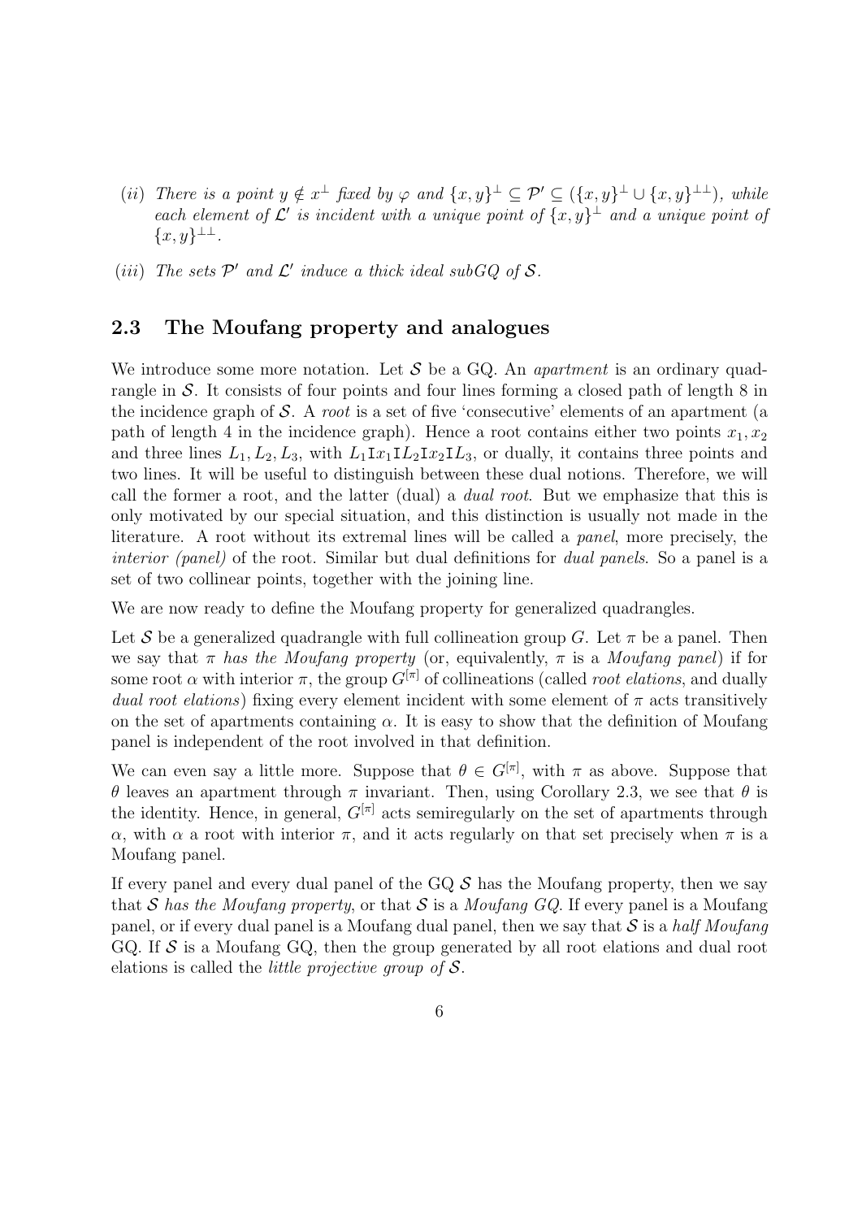(*ii*) *There is a point $y \notin x^\perp$ fixed by $\varphi$ and $\{x,y\}^\perp \subseteq \mathcal{P}' \subseteq (\{x,y\}^\perp \cup \{x,y\}^{\perp\perp})$, while each element of $\mathcal{L}'$ is incident with a unique point of $\{x,y\}^\perp$ and a unique point of $\{x,y\}^{\perp\perp}$.*

(*iii*) *The sets $\mathcal{P}'$ and $\mathcal{L}'$ induce a thick ideal subGQ of $\mathcal{S}$.*

## 2.3 The Moufang property and analogues

We introduce some more notation. Let $\mathcal{S}$ be a GQ. An *apartment* is an ordinary quadrangle in $\mathcal{S}$. It consists of four points and four lines forming a closed path of length 8 in the incidence graph of $\mathcal{S}$. A *root* is a set of five 'consecutive' elements of an apartment (a path of length 4 in the incidence graph). Hence a root contains either two points $x_1, x_2$ and three lines $L_1, L_2, L_3$, with $L_1 \mathtt{I} x_1 \mathtt{I} L_2 \mathtt{I} x_2 \mathtt{I} L_3$, or dually, it contains three points and two lines. It will be useful to distinguish between these dual notions. Therefore, we will call the former a root, and the latter (dual) a *dual root*. But we emphasize that this is only motivated by our special situation, and this distinction is usually not made in the literature. A root without its extremal lines will be called a *panel*, more precisely, the *interior (panel)* of the root. Similar but dual definitions for *dual panels*. So a panel is a set of two collinear points, together with the joining line.

We are now ready to define the Moufang property for generalized quadrangles.

Let $\mathcal{S}$ be a generalized quadrangle with full collineation group $G$. Let $\pi$ be a panel. Then we say that $\pi$ *has the Moufang property* (or, equivalently, $\pi$ is a *Moufang panel*) if for some root $\alpha$ with interior $\pi$, the group $G^{[\pi]}$ of collineations (called *root elations*, and dually *dual root elations*) fixing every element incident with some element of $\pi$ acts transitively on the set of apartments containing $\alpha$. It is easy to show that the definition of Moufang panel is independent of the root involved in that definition.

We can even say a little more. Suppose that $\theta \in G^{[\pi]}$, with $\pi$ as above. Suppose that $\theta$ leaves an apartment through $\pi$ invariant. Then, using Corollary 2.3, we see that $\theta$ is the identity. Hence, in general, $G^{[\pi]}$ acts semiregularly on the set of apartments through $\alpha$, with $\alpha$ a root with interior $\pi$, and it acts regularly on that set precisely when $\pi$ is a Moufang panel.

If every panel and every dual panel of the GQ $\mathcal{S}$ has the Moufang property, then we say that $\mathcal{S}$ *has the Moufang property*, or that $\mathcal{S}$ is a *Moufang GQ*. If every panel is a Moufang panel, or if every dual panel is a Moufang dual panel, then we say that $\mathcal{S}$ is a *half Moufang* GQ. If $\mathcal{S}$ is a Moufang GQ, then the group generated by all root elations and dual root elations is called the *little projective group of $\mathcal{S}$*.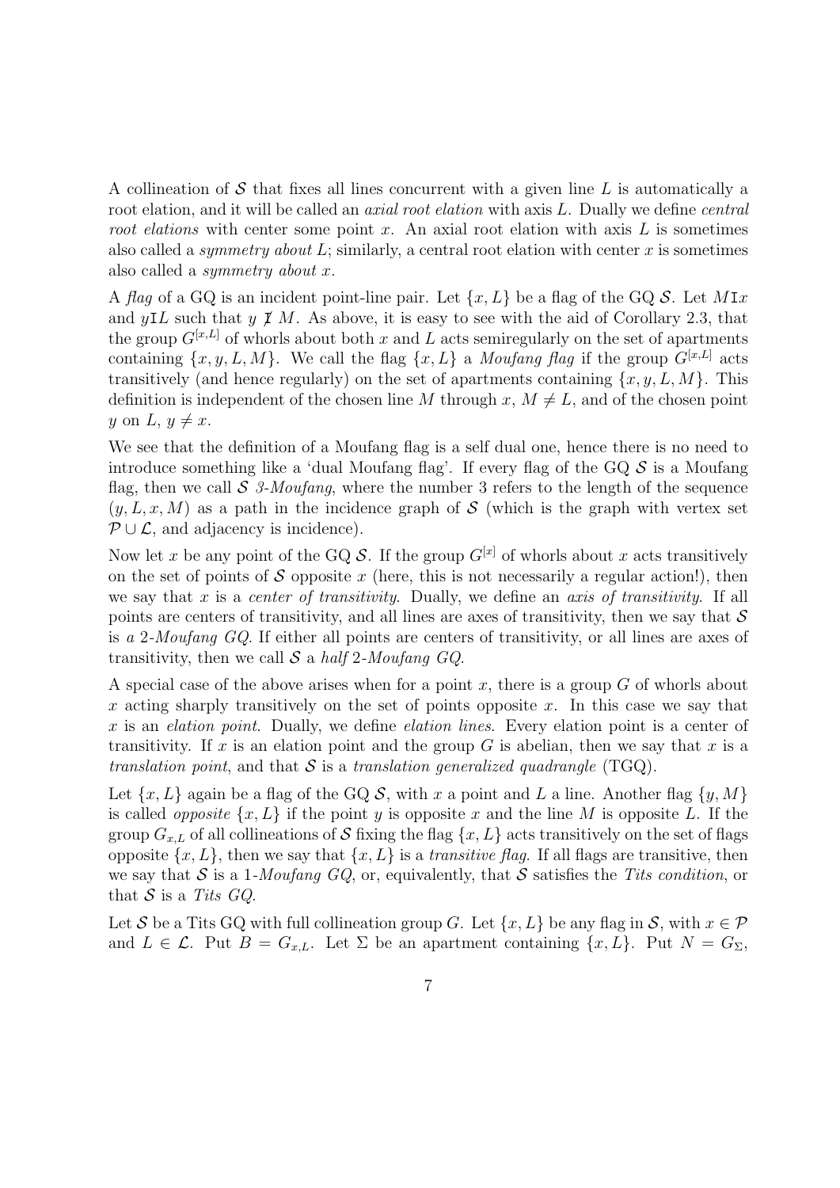A collineation of $\mathcal{S}$ that fixes all lines concurrent with a given line $L$ is automatically a root elation, and it will be called an *axial root elation* with axis $L$. Dually we define *central root elations* with center some point $x$. An axial root elation with axis $L$ is sometimes also called a *symmetry about* $L$; similarly, a central root elation with center $x$ is sometimes also called a *symmetry about* $x$.

A *flag* of a GQ is an incident point-line pair. Let $\{x, L\}$ be a flag of the GQ $\mathcal{S}$. Let $M \mathtt{I} x$ and $y \mathtt{I} L$ such that $y \not\mathtt{I}\, M$. As above, it is easy to see with the aid of Corollary 2.3, that the group $G^{[x,L]}$ of whorls about both $x$ and $L$ acts semiregularly on the set of apartments containing $\{x, y, L, M\}$. We call the flag $\{x, L\}$ a *Moufang flag* if the group $G^{[x,L]}$ acts transitively (and hence regularly) on the set of apartments containing $\{x, y, L, M\}$. This definition is independent of the chosen line $M$ through $x$, $M \neq L$, and of the chosen point $y$ on $L$, $y \neq x$.

We see that the definition of a Moufang flag is a self dual one, hence there is no need to introduce something like a 'dual Moufang flag'. If every flag of the GQ $\mathcal{S}$ is a Moufang flag, then we call $\mathcal{S}$ *3-Moufang*, where the number 3 refers to the length of the sequence $(y, L, x, M)$ as a path in the incidence graph of $\mathcal{S}$ (which is the graph with vertex set $\mathcal{P} \cup \mathcal{L}$, and adjacency is incidence).

Now let $x$ be any point of the GQ $\mathcal{S}$. If the group $G^{[x]}$ of whorls about $x$ acts transitively on the set of points of $\mathcal{S}$ opposite $x$ (here, this is not necessarily a regular action!), then we say that $x$ is a *center of transitivity*. Dually, we define an *axis of transitivity*. If all points are centers of transitivity, and all lines are axes of transitivity, then we say that $\mathcal{S}$ is *a* 2*-Moufang GQ*. If either all points are centers of transitivity, or all lines are axes of transitivity, then we call $\mathcal{S}$ a *half* 2*-Moufang GQ*.

A special case of the above arises when for a point $x$, there is a group $G$ of whorls about $x$ acting sharply transitively on the set of points opposite $x$. In this case we say that $x$ is an *elation point*. Dually, we define *elation lines*. Every elation point is a center of transitivity. If $x$ is an elation point and the group $G$ is abelian, then we say that $x$ is a *translation point*, and that $\mathcal{S}$ is a *translation generalized quadrangle* (TGQ).

Let $\{x, L\}$ again be a flag of the GQ $\mathcal{S}$, with $x$ a point and $L$ a line. Another flag $\{y, M\}$ is called *opposite* $\{x, L\}$ if the point $y$ is opposite $x$ and the line $M$ is opposite $L$. If the group $G_{x,L}$ of all collineations of $\mathcal{S}$ fixing the flag $\{x, L\}$ acts transitively on the set of flags opposite $\{x, L\}$, then we say that $\{x, L\}$ is a *transitive flag*. If all flags are transitive, then we say that $\mathcal{S}$ is a 1*-Moufang GQ*, or, equivalently, that $\mathcal{S}$ satisfies the *Tits condition*, or that $\mathcal{S}$ is a *Tits GQ*.

Let $\mathcal{S}$ be a Tits GQ with full collineation group $G$. Let $\{x, L\}$ be any flag in $\mathcal{S}$, with $x \in \mathcal{P}$ and $L \in \mathcal{L}$. Put $B = G_{x,L}$. Let $\Sigma$ be an apartment containing $\{x, L\}$. Put $N = G_\Sigma$,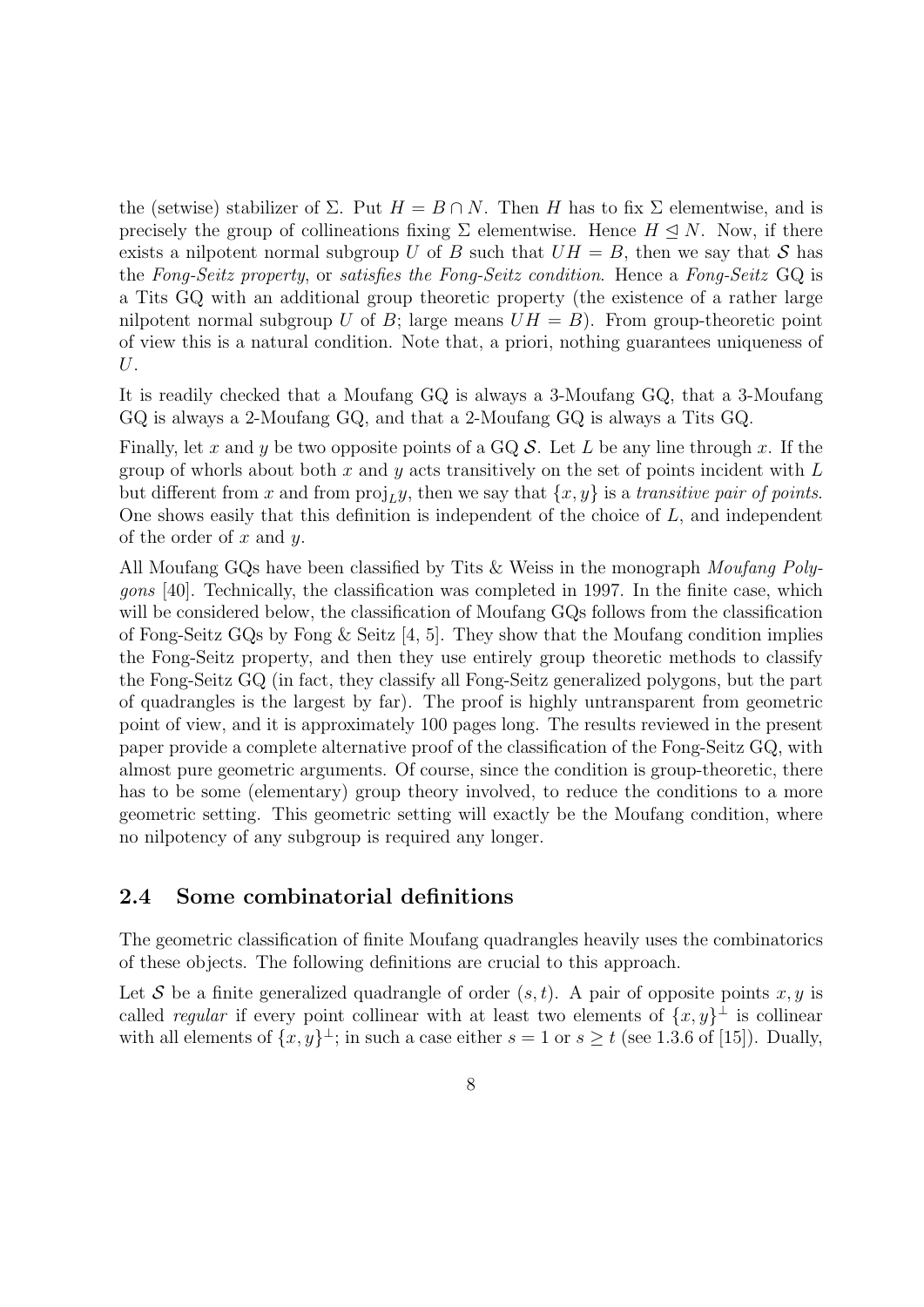the (setwise) stabilizer of $\Sigma$. Put $H = B \cap N$. Then $H$ has to fix $\Sigma$ elementwise, and is precisely the group of collineations fixing $\Sigma$ elementwise. Hence $H \trianglelefteq N$. Now, if there exists a nilpotent normal subgroup $U$ of $B$ such that $UH = B$, then we say that $\mathcal{S}$ has the *Fong-Seitz property*, or *satisfies the Fong-Seitz condition*. Hence a *Fong-Seitz* GQ is a Tits GQ with an additional group theoretic property (the existence of a rather large nilpotent normal subgroup $U$ of $B$; large means $UH = B$). From group-theoretic point of view this is a natural condition. Note that, a priori, nothing guarantees uniqueness of $U$.

It is readily checked that a Moufang GQ is always a 3-Moufang GQ, that a 3-Moufang GQ is always a 2-Moufang GQ, and that a 2-Moufang GQ is always a Tits GQ.

Finally, let $x$ and $y$ be two opposite points of a GQ $\mathcal{S}$. Let $L$ be any line through $x$. If the group of whorls about both $x$ and $y$ acts transitively on the set of points incident with $L$ but different from $x$ and from $\mathrm{proj}_L y$, then we say that $\{x, y\}$ is a *transitive pair of points*. One shows easily that this definition is independent of the choice of $L$, and independent of the order of $x$ and $y$.

All Moufang GQs have been classified by Tits & Weiss in the monograph *Moufang Polygons* [40]. Technically, the classification was completed in 1997. In the finite case, which will be considered below, the classification of Moufang GQs follows from the classification of Fong-Seitz GQs by Fong & Seitz [4, 5]. They show that the Moufang condition implies the Fong-Seitz property, and then they use entirely group theoretic methods to classify the Fong-Seitz GQ (in fact, they classify all Fong-Seitz generalized polygons, but the part of quadrangles is the largest by far). The proof is highly untransparent from geometric point of view, and it is approximately 100 pages long. The results reviewed in the present paper provide a complete alternative proof of the classification of the Fong-Seitz GQ, with almost pure geometric arguments. Of course, since the condition is group-theoretic, there has to be some (elementary) group theory involved, to reduce the conditions to a more geometric setting. This geometric setting will exactly be the Moufang condition, where no nilpotency of any subgroup is required any longer.

## 2.4 Some combinatorial definitions

The geometric classification of finite Moufang quadrangles heavily uses the combinatorics of these objects. The following definitions are crucial to this approach.

Let $\mathcal{S}$ be a finite generalized quadrangle of order $(s, t)$. A pair of opposite points $x, y$ is called *regular* if every point collinear with at least two elements of $\{x, y\}^\perp$ is collinear with all elements of $\{x, y\}^\perp$; in such a case either $s = 1$ or $s \geq t$ (see 1.3.6 of [15]). Dually,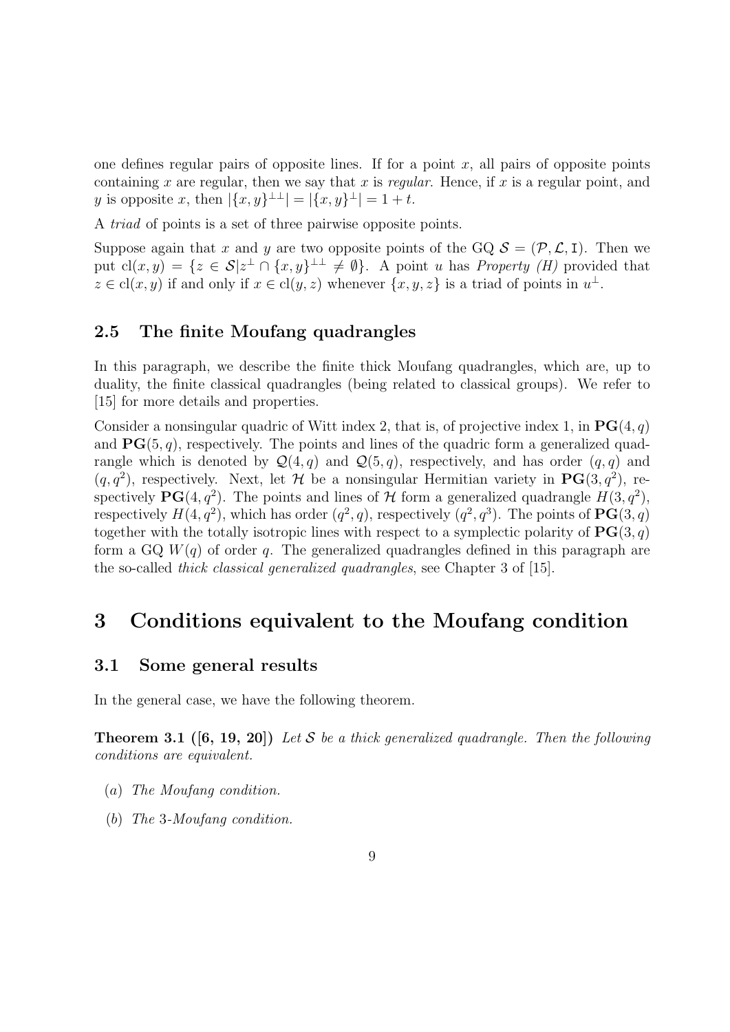one defines regular pairs of opposite lines. If for a point $x$, all pairs of opposite points containing $x$ are regular, then we say that $x$ is *regular*. Hence, if $x$ is a regular point, and $y$ is opposite $x$, then $|\{x,y\}^{\perp\perp}| = |\{x,y\}^{\perp}| = 1+t$.

A *triad* of points is a set of three pairwise opposite points.

Suppose again that $x$ and $y$ are two opposite points of the GQ $\mathcal{S} = (\mathcal{P}, \mathcal{L}, \mathtt{I})$. Then we put $\mathrm{cl}(x,y) = \{z \in \mathcal{S} | z^{\perp} \cap \{x,y\}^{\perp\perp} \neq \emptyset\}$. A point $u$ has *Property (H)* provided that $z \in \mathrm{cl}(x,y)$ if and only if $x \in \mathrm{cl}(y,z)$ whenever $\{x,y,z\}$ is a triad of points in $u^{\perp}$.

### 2.5 The finite Moufang quadrangles

In this paragraph, we describe the finite thick Moufang quadrangles, which are, up to duality, the finite classical quadrangles (being related to classical groups). We refer to [15] for more details and properties.

Consider a nonsingular quadric of Witt index 2, that is, of projective index 1, in $\mathbf{PG}(4,q)$ and $\mathbf{PG}(5,q)$, respectively. The points and lines of the quadric form a generalized quadrangle which is denoted by $\mathcal{Q}(4,q)$ and $\mathcal{Q}(5,q)$, respectively, and has order $(q,q)$ and $(q,q^2)$, respectively. Next, let $\mathcal{H}$ be a nonsingular Hermitian variety in $\mathbf{PG}(3,q^2)$, respectively $\mathbf{PG}(4,q^2)$. The points and lines of $\mathcal{H}$ form a generalized quadrangle $H(3,q^2)$, respectively $H(4,q^2)$, which has order $(q^2,q)$, respectively $(q^2,q^3)$. The points of $\mathbf{PG}(3,q)$ together with the totally isotropic lines with respect to a symplectic polarity of $\mathbf{PG}(3,q)$ form a GQ $W(q)$ of order $q$. The generalized quadrangles defined in this paragraph are the so-called *thick classical generalized quadrangles*, see Chapter 3 of [15].

## 3 Conditions equivalent to the Moufang condition

### 3.1 Some general results

In the general case, we have the following theorem.

**Theorem 3.1 ([6, 19, 20])** *Let $\mathcal{S}$ be a thick generalized quadrangle. Then the following conditions are equivalent.*

- $(a)$ *The Moufang condition.*
- $(b)$ *The 3-Moufang condition.*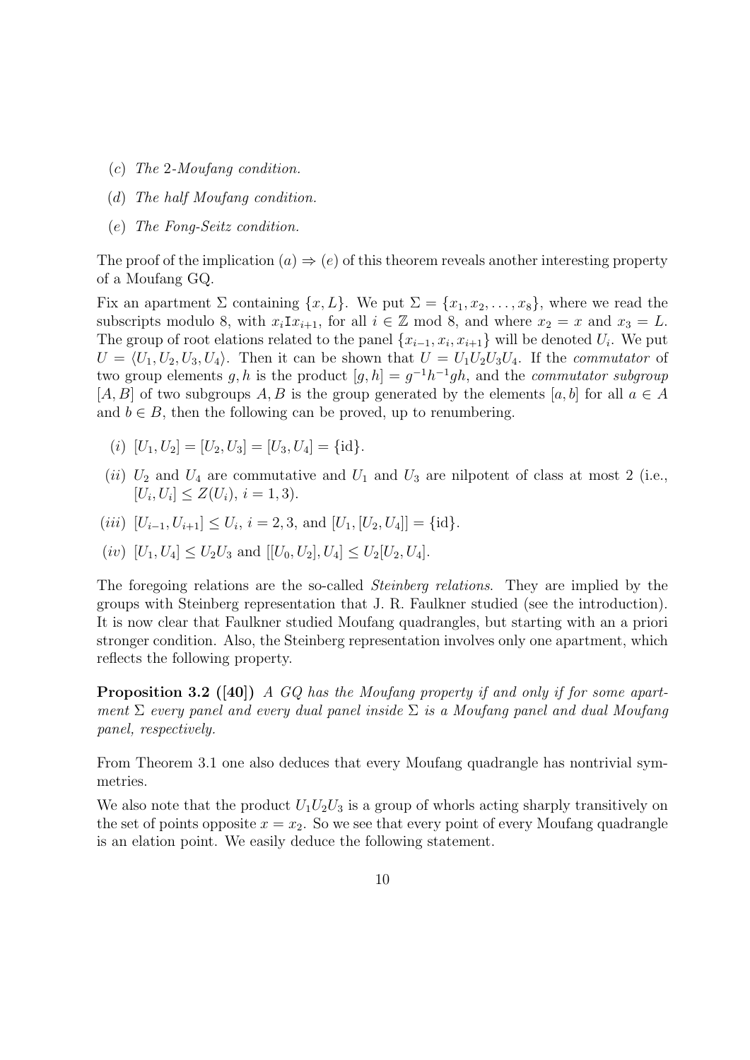(*c*) *The* 2*-Moufang condition.*

(*d*) *The half Moufang condition.*

(*e*) *The Fong-Seitz condition.*

The proof of the implication $(a) \Rightarrow (e)$ of this theorem reveals another interesting property of a Moufang GQ.

Fix an apartment $\Sigma$ containing $\{x, L\}$. We put $\Sigma = \{x_1, x_2, \ldots, x_8\}$, where we read the subscripts modulo 8, with $x_i \mathrm{I} x_{i+1}$, for all $i \in \mathbb{Z}$ mod 8, and where $x_2 = x$ and $x_3 = L$. The group of root elations related to the panel $\{x_{i-1}, x_i, x_{i+1}\}$ will be denoted $U_i$. We put $U = \langle U_1, U_2, U_3, U_4 \rangle$. Then it can be shown that $U = U_1U_2U_3U_4$. If the *commutator* of two group elements $g, h$ is the product $[g, h] = g^{-1}h^{-1}gh$, and the *commutator subgroup* $[A, B]$ of two subgroups $A, B$ is the group generated by the elements $[a, b]$ for all $a \in A$ and $b \in B$, then the following can be proved, up to renumbering.

(*i*) $[U_1, U_2] = [U_2, U_3] = [U_3, U_4] = \{\mathrm{id}\}$.

(*ii*) $U_2$ and $U_4$ are commutative and $U_1$ and $U_3$ are nilpotent of class at most 2 (i.e., $[U_i, U_i] \leq Z(U_i)$, $i = 1, 3$).

(*iii*) $[U_{i-1}, U_{i+1}] \leq U_i$, $i = 2, 3$, and $[U_1, [U_2, U_4]] = \{\mathrm{id}\}$.

(*iv*) $[U_1, U_4] \leq U_2U_3$ and $[[U_0, U_2], U_4] \leq U_2[U_2, U_4]$.

The foregoing relations are the so-called *Steinberg relations*. They are implied by the groups with Steinberg representation that J. R. Faulkner studied (see the introduction). It is now clear that Faulkner studied Moufang quadrangles, but starting with an a priori stronger condition. Also, the Steinberg representation involves only one apartment, which reflects the following property.

**Proposition 3.2 ([40])** *A GQ has the Moufang property if and only if for some apartment $\Sigma$ every panel and every dual panel inside $\Sigma$ is a Moufang panel and dual Moufang panel, respectively.*

From Theorem 3.1 one also deduces that every Moufang quadrangle has nontrivial symmetries.

We also note that the product $U_1U_2U_3$ is a group of whorls acting sharply transitively on the set of points opposite $x = x_2$. So we see that every point of every Moufang quadrangle is an elation point. We easily deduce the following statement.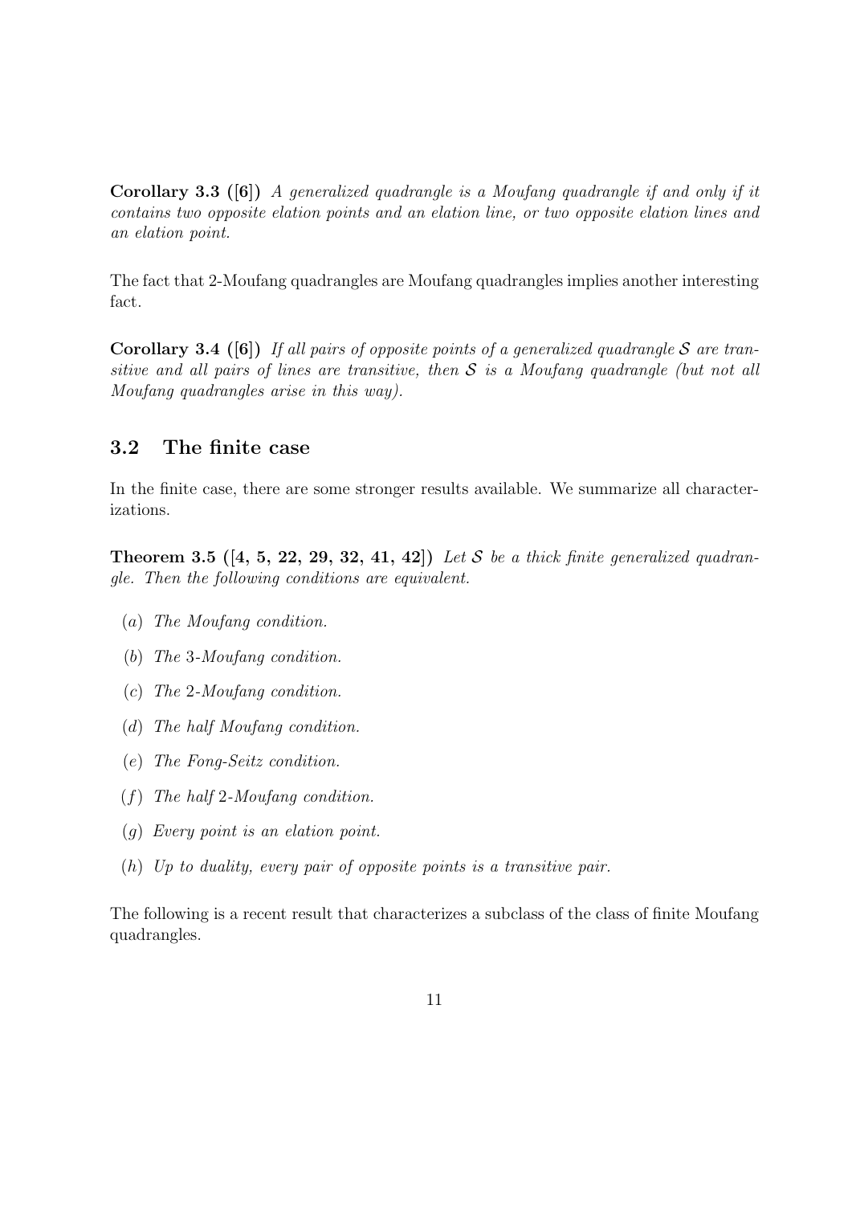**Corollary 3.3 ([6])** *A generalized quadrangle is a Moufang quadrangle if and only if it contains two opposite elation points and an elation line, or two opposite elation lines and an elation point.*

The fact that 2-Moufang quadrangles are Moufang quadrangles implies another interesting fact.

**Corollary 3.4 ([6])** *If all pairs of opposite points of a generalized quadrangle $\mathcal{S}$ are transitive and all pairs of lines are transitive, then $\mathcal{S}$ is a Moufang quadrangle (but not all Moufang quadrangles arise in this way).*

## 3.2 The finite case

In the finite case, there are some stronger results available. We summarize all characterizations.

**Theorem 3.5 ([4, 5, 22, 29, 32, 41, 42])** *Let $\mathcal{S}$ be a thick finite generalized quadrangle. Then the following conditions are equivalent.*

- (*a*) *The Moufang condition.*
- (*b*) *The 3-Moufang condition.*
- (*c*) *The 2-Moufang condition.*
- (*d*) *The half Moufang condition.*
- (*e*) *The Fong-Seitz condition.*
- (*f*) *The half 2-Moufang condition.*
- (*g*) *Every point is an elation point.*
- (*h*) *Up to duality, every pair of opposite points is a transitive pair.*

The following is a recent result that characterizes a subclass of the class of finite Moufang quadrangles.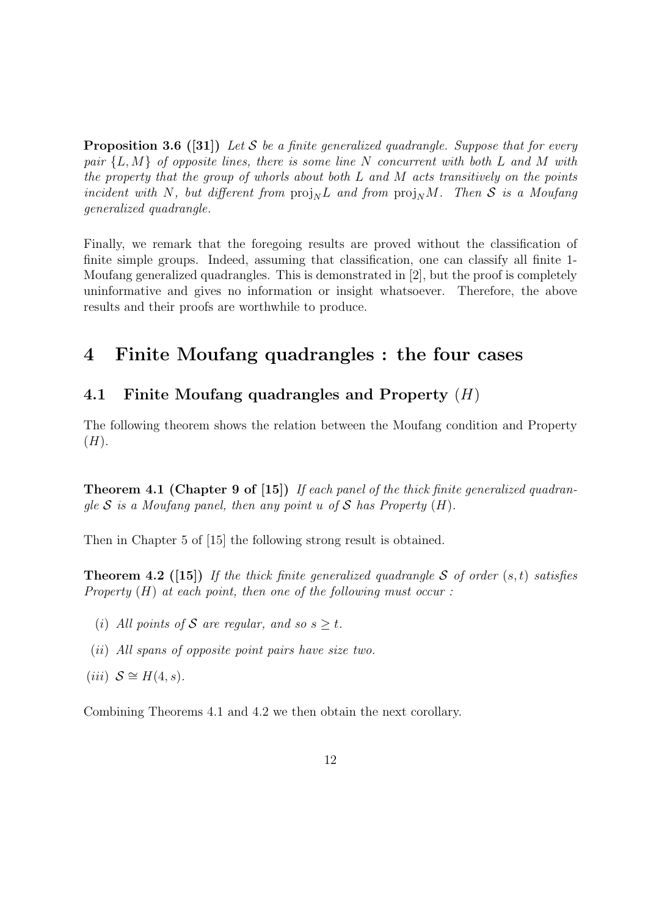**Proposition 3.6 ([31])** *Let $\mathcal{S}$ be a finite generalized quadrangle. Suppose that for every pair $\{L, M\}$ of opposite lines, there is some line $N$ concurrent with both $L$ and $M$ with the property that the group of whorls about both $L$ and $M$ acts transitively on the points incident with $N$, but different from $\mathrm{proj}_N L$ and from $\mathrm{proj}_N M$. Then $\mathcal{S}$ is a Moufang generalized quadrangle.*

Finally, we remark that the foregoing results are proved without the classification of finite simple groups. Indeed, assuming that classification, one can classify all finite 1-Moufang generalized quadrangles. This is demonstrated in [2], but the proof is completely uninformative and gives no information or insight whatsoever. Therefore, the above results and their proofs are worthwhile to produce.

# 4 Finite Moufang quadrangles : the four cases

## 4.1 Finite Moufang quadrangles and Property $(H)$

The following theorem shows the relation between the Moufang condition and Property $(H)$.

**Theorem 4.1 (Chapter 9 of [15])** *If each panel of the thick finite generalized quadrangle $\mathcal{S}$ is a Moufang panel, then any point $u$ of $\mathcal{S}$ has Property $(H)$.*

Then in Chapter 5 of [15] the following strong result is obtained.

**Theorem 4.2 ([15])** *If the thick finite generalized quadrangle $\mathcal{S}$ of order $(s, t)$ satisfies Property $(H)$ at each point, then one of the following must occur :*

- $(i)$ *All points of $\mathcal{S}$ are regular, and so $s \geq t$.*
- $(ii)$ *All spans of opposite point pairs have size two.*
- $(iii)$ $\mathcal{S} \cong H(4, s)$.

Combining Theorems 4.1 and 4.2 we then obtain the next corollary.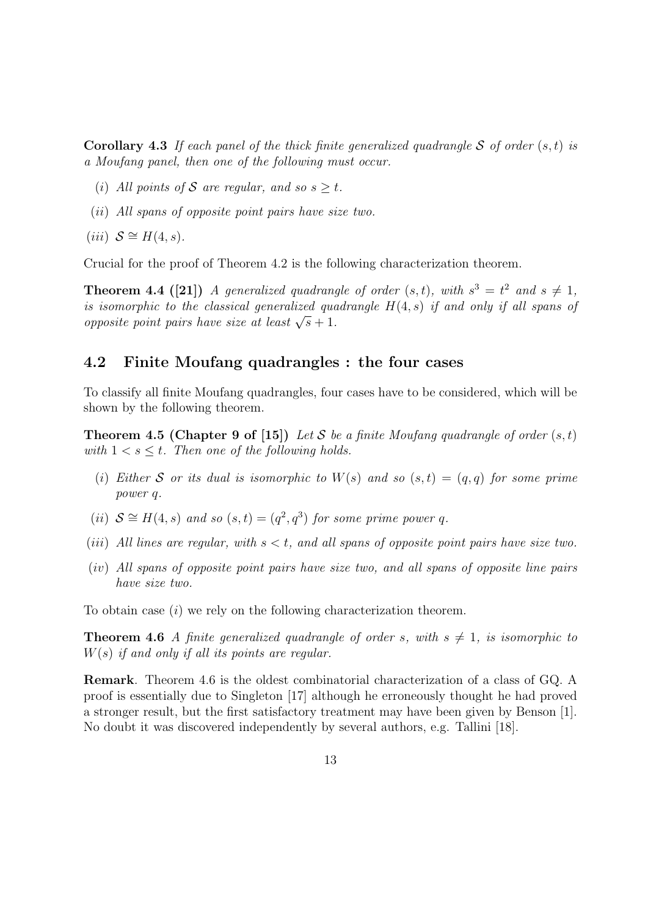**Corollary 4.3** *If each panel of the thick finite generalized quadrangle $\mathcal{S}$ of order $(s,t)$ is a Moufang panel, then one of the following must occur.*

- $(i)$ *All points of $\mathcal{S}$ are regular, and so $s \geq t$.*
- $(ii)$ *All spans of opposite point pairs have size two.*
- $(iii)$ $\mathcal{S} \cong H(4,s)$.

Crucial for the proof of Theorem 4.2 is the following characterization theorem.

**Theorem 4.4 ([21])** *A generalized quadrangle of order $(s,t)$, with $s^3 = t^2$ and $s \neq 1$, is isomorphic to the classical generalized quadrangle $H(4,s)$ if and only if all spans of opposite point pairs have size at least $\sqrt{s}+1$.*

## 4.2 Finite Moufang quadrangles : the four cases

To classify all finite Moufang quadrangles, four cases have to be considered, which will be shown by the following theorem.

**Theorem 4.5 (Chapter 9 of [15])** *Let $\mathcal{S}$ be a finite Moufang quadrangle of order $(s,t)$ with $1 < s \leq t$. Then one of the following holds.*

- $(i)$ *Either $\mathcal{S}$ or its dual is isomorphic to $W(s)$ and so $(s,t) = (q,q)$ for some prime power $q$.*
- $(ii)$ *$\mathcal{S} \cong H(4,s)$ and so $(s,t) = (q^2,q^3)$ for some prime power $q$.*
- $(iii)$ *All lines are regular, with $s < t$, and all spans of opposite point pairs have size two.*
- $(iv)$ *All spans of opposite point pairs have size two, and all spans of opposite line pairs have size two.*

To obtain case $(i)$ we rely on the following characterization theorem.

**Theorem 4.6** *A finite generalized quadrangle of order $s$, with $s \neq 1$, is isomorphic to $W(s)$ if and only if all its points are regular.*

**Remark**. Theorem 4.6 is the oldest combinatorial characterization of a class of GQ. A proof is essentially due to Singleton [17] although he erroneously thought he had proved a stronger result, but the first satisfactory treatment may have been given by Benson [1]. No doubt it was discovered independently by several authors, e.g. Tallini [18].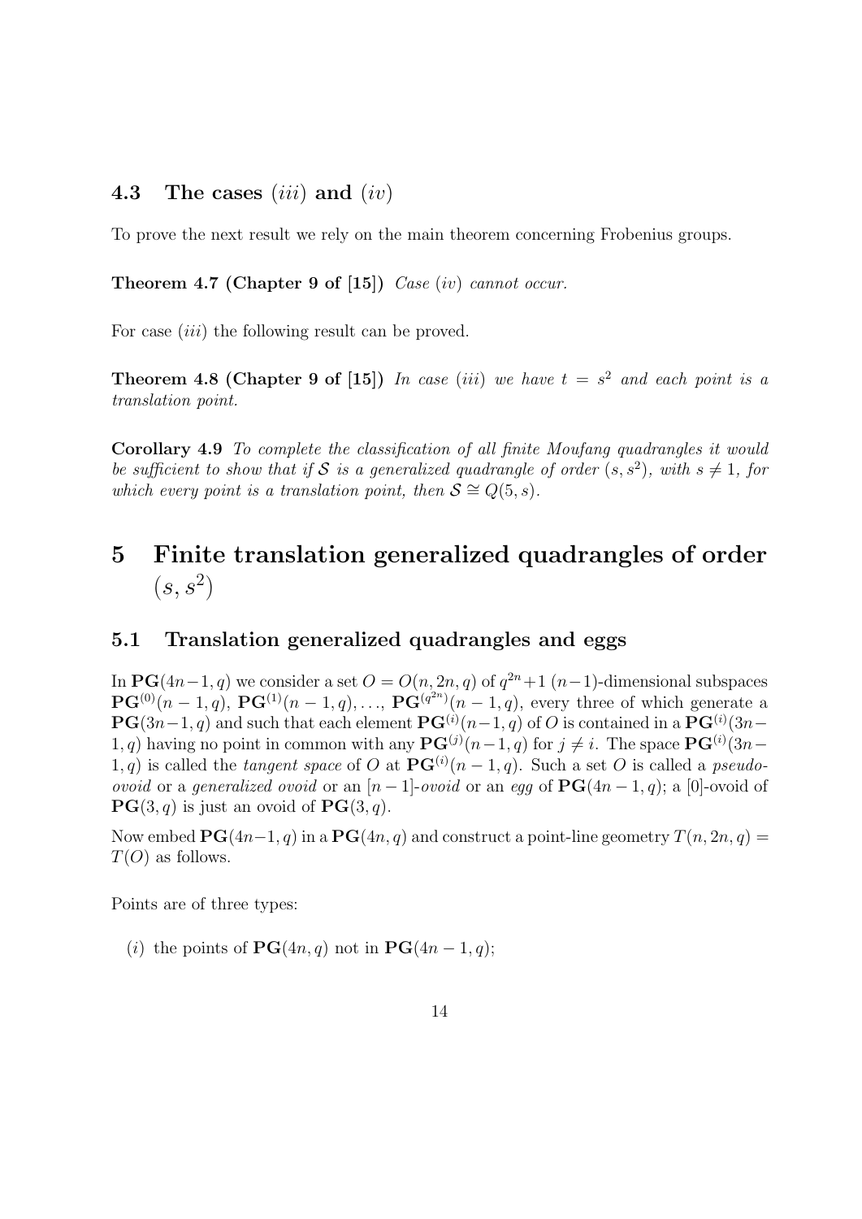### 4.3 The cases $(iii)$ and $(iv)$

To prove the next result we rely on the main theorem concerning Frobenius groups.

**Theorem 4.7 (Chapter 9 of [15])** *Case $(iv)$ cannot occur.*

For case $(iii)$ the following result can be proved.

**Theorem 4.8 (Chapter 9 of [15])** *In case $(iii)$ we have $t = s^2$ and each point is a translation point.*

**Corollary 4.9** *To complete the classification of all finite Moufang quadrangles it would be sufficient to show that if $\mathcal{S}$ is a generalized quadrangle of order $(s, s^2)$, with $s \neq 1$, for which every point is a translation point, then $\mathcal{S} \cong Q(5, s)$.*

# 5 Finite translation generalized quadrangles of order $(s, s^2)$

### 5.1 Translation generalized quadrangles and eggs

In $\mathbf{PG}(4n-1, q)$ we consider a set $O = O(n, 2n, q)$ of $q^{2n}+1$ $(n-1)$-dimensional subspaces $\mathbf{PG}^{(0)}(n-1, q)$, $\mathbf{PG}^{(1)}(n-1, q), \ldots$, $\mathbf{PG}^{(q^{2n})}(n-1, q)$, every three of which generate a $\mathbf{PG}(3n-1, q)$ and such that each element $\mathbf{PG}^{(i)}(n-1, q)$ of $O$ is contained in a $\mathbf{PG}^{(i)}(3n-1, q)$ having no point in common with any $\mathbf{PG}^{(j)}(n-1, q)$ for $j \neq i$. The space $\mathbf{PG}^{(i)}(3n-1, q)$ is called the *tangent space* of $O$ at $\mathbf{PG}^{(i)}(n-1, q)$. Such a set $O$ is called a *pseudo-ovoid* or a *generalized ovoid* or an *$[n-1]$-ovoid* or an *egg* of $\mathbf{PG}(4n-1, q)$; a $[0]$-ovoid of $\mathbf{PG}(3, q)$ is just an ovoid of $\mathbf{PG}(3, q)$.

Now embed $\mathbf{PG}(4n-1, q)$ in a $\mathbf{PG}(4n, q)$ and construct a point-line geometry $T(n, 2n, q) = T(O)$ as follows.

Points are of three types:

- $(i)$ the points of $\mathbf{PG}(4n, q)$ not in $\mathbf{PG}(4n-1, q)$;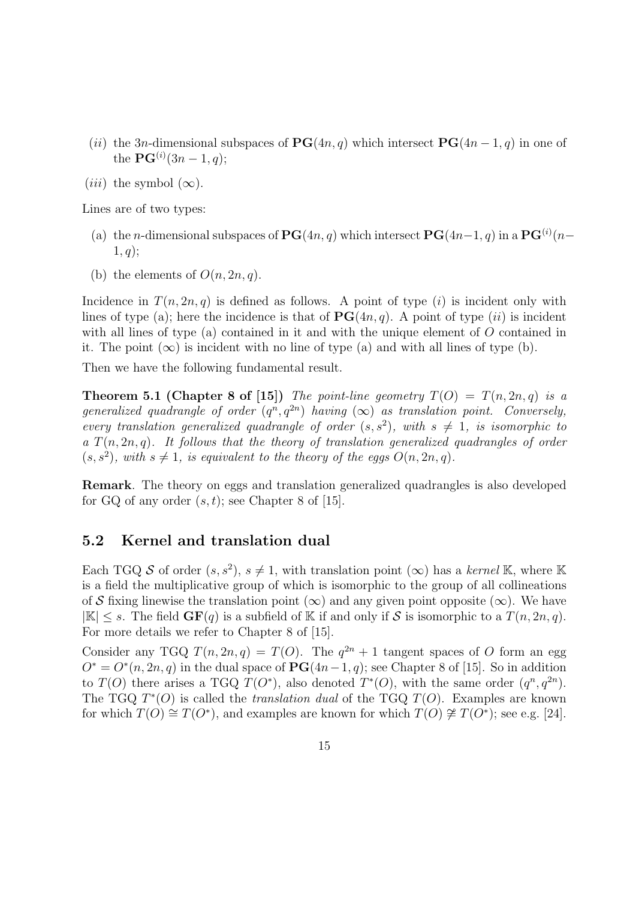(*ii*) the $3n$-dimensional subspaces of $\mathbf{PG}(4n, q)$ which intersect $\mathbf{PG}(4n-1, q)$ in one of the $\mathbf{PG}^{(i)}(3n-1, q)$;

(*iii*) the symbol $(\infty)$.

Lines are of two types:

(a) the $n$-dimensional subspaces of $\mathbf{PG}(4n, q)$ which intersect $\mathbf{PG}(4n-1, q)$ in a $\mathbf{PG}^{(i)}(n-1, q)$;

(b) the elements of $O(n, 2n, q)$.

Incidence in $T(n, 2n, q)$ is defined as follows. A point of type $(i)$ is incident only with lines of type (a); here the incidence is that of $\mathbf{PG}(4n, q)$. A point of type $(ii)$ is incident with all lines of type (a) contained in it and with the unique element of $O$ contained in it. The point $(\infty)$ is incident with no line of type (a) and with all lines of type (b).

Then we have the following fundamental result.

**Theorem 5.1 (Chapter 8 of [15])** *The point-line geometry $T(O) = T(n, 2n, q)$ is a generalized quadrangle of order $(q^n, q^{2n})$ having $(\infty)$ as translation point. Conversely, every translation generalized quadrangle of order $(s, s^2)$, with $s \neq 1$, is isomorphic to a $T(n, 2n, q)$. It follows that the theory of translation generalized quadrangles of order $(s, s^2)$, with $s \neq 1$, is equivalent to the theory of the eggs $O(n, 2n, q)$.*

**Remark**. The theory on eggs and translation generalized quadrangles is also developed for GQ of any order $(s, t)$; see Chapter 8 of [15].

## 5.2 Kernel and translation dual

Each TGQ $\mathcal{S}$ of order $(s, s^2)$, $s \neq 1$, with translation point $(\infty)$ has a *kernel* $\mathbb{K}$, where $\mathbb{K}$ is a field the multiplicative group of which is isomorphic to the group of all collineations of $\mathcal{S}$ fixing linewise the translation point $(\infty)$ and any given point opposite $(\infty)$. We have $|\mathbb{K}| \leq s$. The field $\mathbf{GF}(q)$ is a subfield of $\mathbb{K}$ if and only if $\mathcal{S}$ is isomorphic to a $T(n, 2n, q)$. For more details we refer to Chapter 8 of [15].

Consider any TGQ $T(n, 2n, q) = T(O)$. The $q^{2n} + 1$ tangent spaces of $O$ form an egg $O^* = O^*(n, 2n, q)$ in the dual space of $\mathbf{PG}(4n-1, q)$; see Chapter 8 of [15]. So in addition to $T(O)$ there arises a TGQ $T(O^*)$, also denoted $T^*(O)$, with the same order $(q^n, q^{2n})$. The TGQ $T^*(O)$ is called the *translation dual* of the TGQ $T(O)$. Examples are known for which $T(O) \cong T(O^*)$, and examples are known for which $T(O) \not\cong T(O^*)$; see e.g. [24].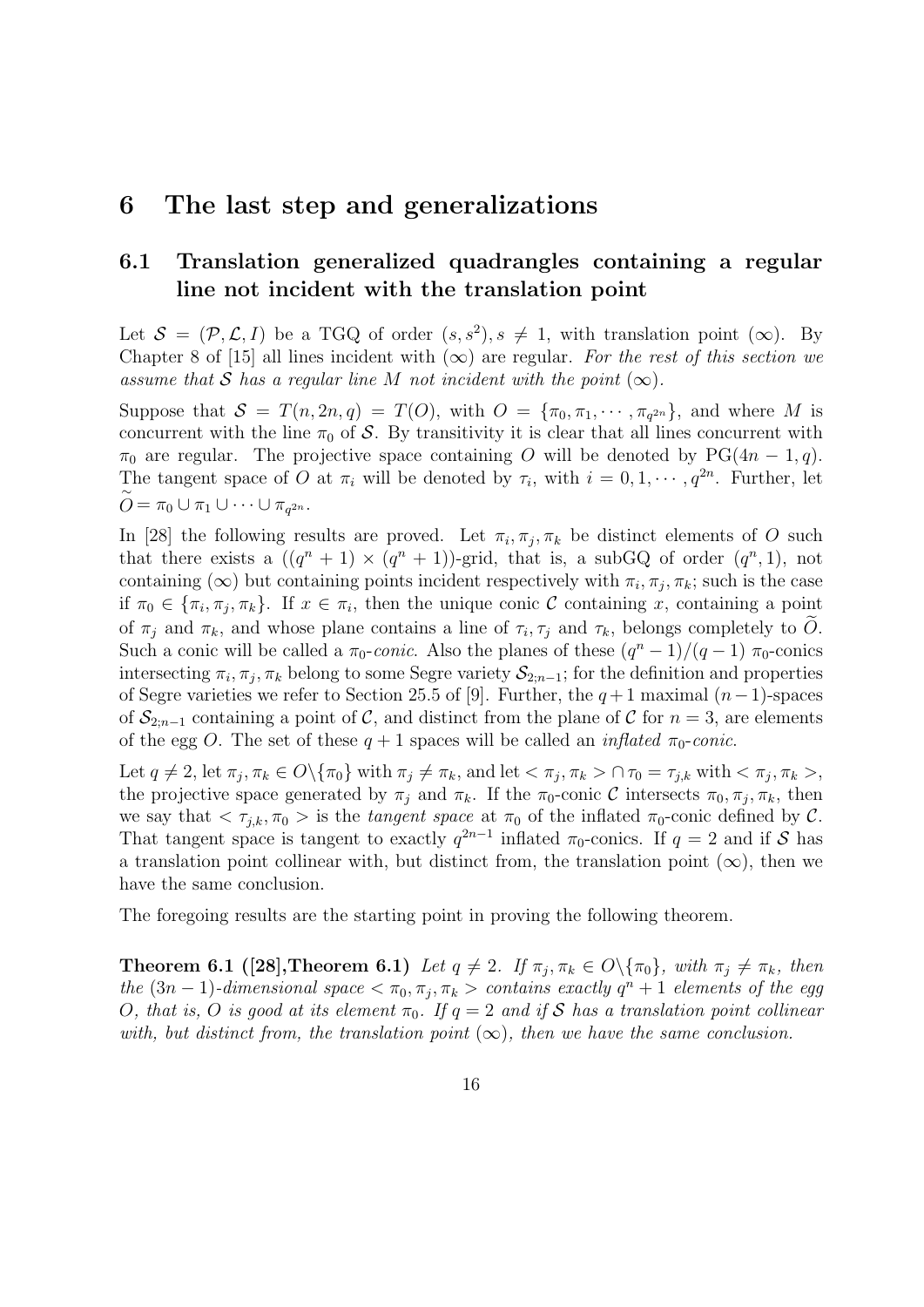# 6 The last step and generalizations

## 6.1 Translation generalized quadrangles containing a regular line not incident with the translation point

Let $\mathcal{S} = (\mathcal{P}, \mathcal{L}, I)$ be a TGQ of order $(s, s^2), s \neq 1$, with translation point $(\infty)$. By Chapter 8 of [15] all lines incident with $(\infty)$ are regular. *For the rest of this section we assume that $\mathcal{S}$ has a regular line $M$ not incident with the point $(\infty)$.*

Suppose that $\mathcal{S} = T(n, 2n, q) = T(O)$, with $O = \{\pi_0, \pi_1, \cdots, \pi_{q^{2n}}\}$, and where $M$ is concurrent with the line $\pi_0$ of $\mathcal{S}$. By transitivity it is clear that all lines concurrent with $\pi_0$ are regular. The projective space containing $O$ will be denoted by $\mathrm{PG}(4n-1, q)$. The tangent space of $O$ at $\pi_i$ will be denoted by $\tau_i$, with $i = 0, 1, \cdots, q^{2n}$. Further, let $\widetilde{O} = \pi_0 \cup \pi_1 \cup \cdots \cup \pi_{q^{2n}}$.

In [28] the following results are proved. Let $\pi_i, \pi_j, \pi_k$ be distinct elements of $O$ such that there exists a $((q^n+1) \times (q^n+1))$-grid, that is, a subGQ of order $(q^n, 1)$, not containing $(\infty)$ but containing points incident respectively with $\pi_i, \pi_j, \pi_k$; such is the case if $\pi_0 \in \{\pi_i, \pi_j, \pi_k\}$. If $x \in \pi_i$, then the unique conic $\mathcal{C}$ containing $x$, containing a point of $\pi_j$ and $\pi_k$, and whose plane contains a line of $\tau_i, \tau_j$ and $\tau_k$, belongs completely to $\widetilde{O}$. Such a conic will be called a $\pi_0$-*conic*. Also the planes of these $(q^n-1)/(q-1)$ $\pi_0$-conics intersecting $\pi_i, \pi_j, \pi_k$ belong to some Segre variety $\mathcal{S}_{2;n-1}$; for the definition and properties of Segre varieties we refer to Section 25.5 of [9]. Further, the $q+1$ maximal $(n-1)$-spaces of $\mathcal{S}_{2;n-1}$ containing a point of $\mathcal{C}$, and distinct from the plane of $\mathcal{C}$ for $n = 3$, are elements of the egg $O$. The set of these $q+1$ spaces will be called an *inflated* $\pi_0$-*conic*.

Let $q \neq 2$, let $\pi_j, \pi_k \in O \backslash \{\pi_0\}$ with $\pi_j \neq \pi_k$, and let $< \pi_j, \pi_k > \cap\, \tau_0 = \tau_{j,k}$ with $< \pi_j, \pi_k >$, the projective space generated by $\pi_j$ and $\pi_k$. If the $\pi_0$-conic $\mathcal{C}$ intersects $\pi_0, \pi_j, \pi_k$, then we say that $< \tau_{j,k}, \pi_0 >$ is the *tangent space* at $\pi_0$ of the inflated $\pi_0$-conic defined by $\mathcal{C}$. That tangent space is tangent to exactly $q^{2n-1}$ inflated $\pi_0$-conics. If $q = 2$ and if $\mathcal{S}$ has a translation point collinear with, but distinct from, the translation point $(\infty)$, then we have the same conclusion.

The foregoing results are the starting point in proving the following theorem.

**Theorem 6.1 ([28],Theorem 6.1)** *Let $q \neq 2$. If $\pi_j, \pi_k \in O \backslash \{\pi_0\}$, with $\pi_j \neq \pi_k$, then the $(3n-1)$-dimensional space $< \pi_0, \pi_j, \pi_k >$ contains exactly $q^n + 1$ elements of the egg $O$, that is, $O$ is good at its element $\pi_0$. If $q = 2$ and if $\mathcal{S}$ has a translation point collinear with, but distinct from, the translation point $(\infty)$, then we have the same conclusion.*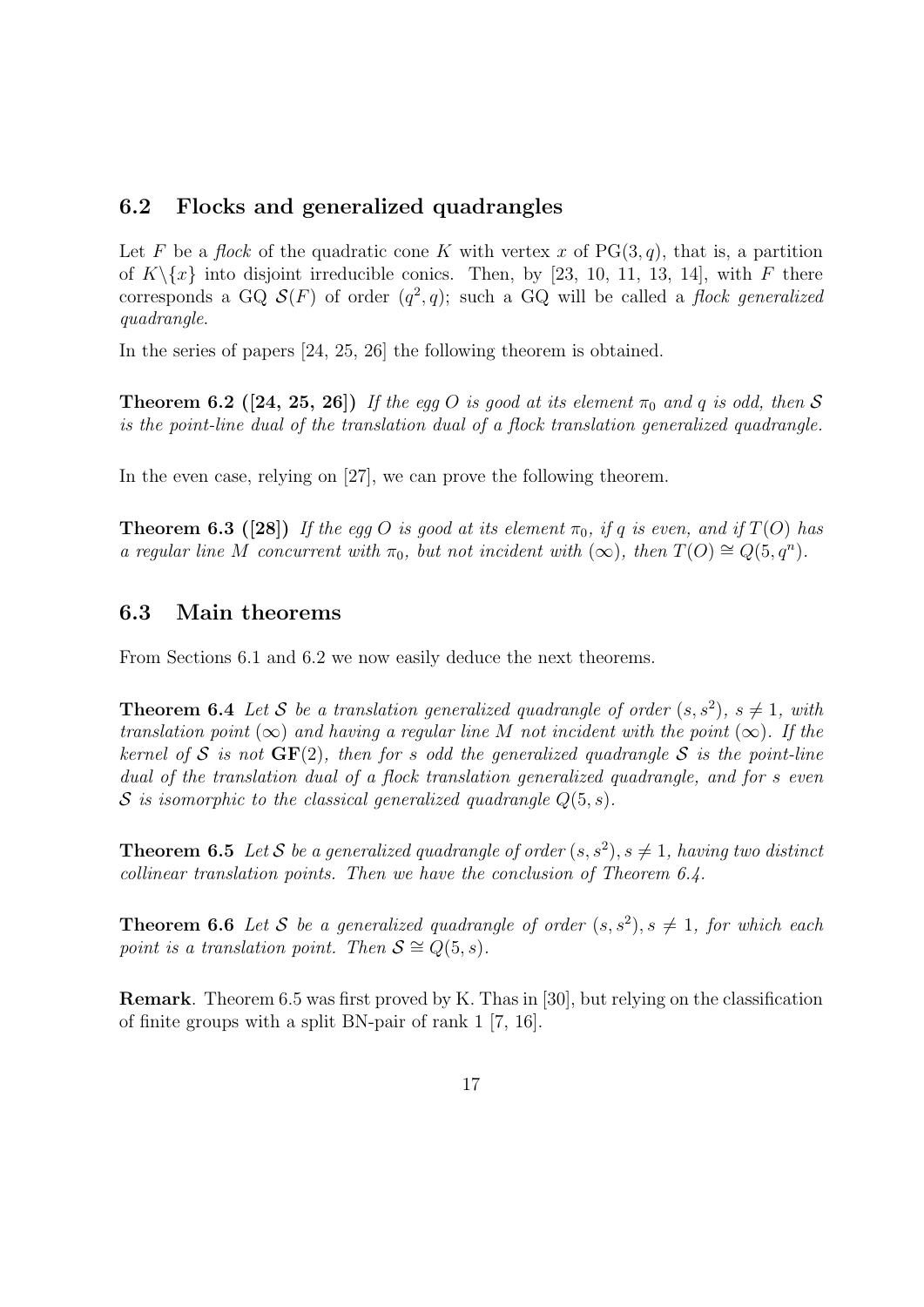## 6.2 Flocks and generalized quadrangles

Let $F$ be a *flock* of the quadratic cone $K$ with vertex $x$ of $\mathrm{PG}(3, q)$, that is, a partition of $K \backslash \{x\}$ into disjoint irreducible conics. Then, by [23, 10, 11, 13, 14], with $F$ there corresponds a GQ $\mathcal{S}(F)$ of order $(q^2, q)$; such a GQ will be called a *flock generalized quadrangle*.

In the series of papers [24, 25, 26] the following theorem is obtained.

**Theorem 6.2 ([24, 25, 26])** *If the egg $O$ is good at its element $\pi_0$ and $q$ is odd, then $\mathcal{S}$ is the point-line dual of the translation dual of a flock translation generalized quadrangle.*

In the even case, relying on [27], we can prove the following theorem.

**Theorem 6.3 ([28])** *If the egg $O$ is good at its element $\pi_0$, if $q$ is even, and if $T(O)$ has a regular line $M$ concurrent with $\pi_0$, but not incident with $(\infty)$, then $T(O) \cong Q(5, q^n)$.*

## 6.3 Main theorems

From Sections 6.1 and 6.2 we now easily deduce the next theorems.

**Theorem 6.4** *Let $\mathcal{S}$ be a translation generalized quadrangle of order $(s, s^2)$, $s \neq 1$, with translation point $(\infty)$ and having a regular line $M$ not incident with the point $(\infty)$. If the kernel of $\mathcal{S}$ is not $\mathbf{GF}(2)$, then for $s$ odd the generalized quadrangle $\mathcal{S}$ is the point-line dual of the translation dual of a flock translation generalized quadrangle, and for $s$ even $\mathcal{S}$ is isomorphic to the classical generalized quadrangle $Q(5, s)$.*

**Theorem 6.5** *Let $\mathcal{S}$ be a generalized quadrangle of order $(s, s^2), s \neq 1$, having two distinct collinear translation points. Then we have the conclusion of Theorem 6.4.*

**Theorem 6.6** *Let $\mathcal{S}$ be a generalized quadrangle of order $(s, s^2), s \neq 1$, for which each point is a translation point. Then $\mathcal{S} \cong Q(5, s)$.*

**Remark**. Theorem 6.5 was first proved by K. Thas in [30], but relying on the classification of finite groups with a split BN-pair of rank 1 [7, 16].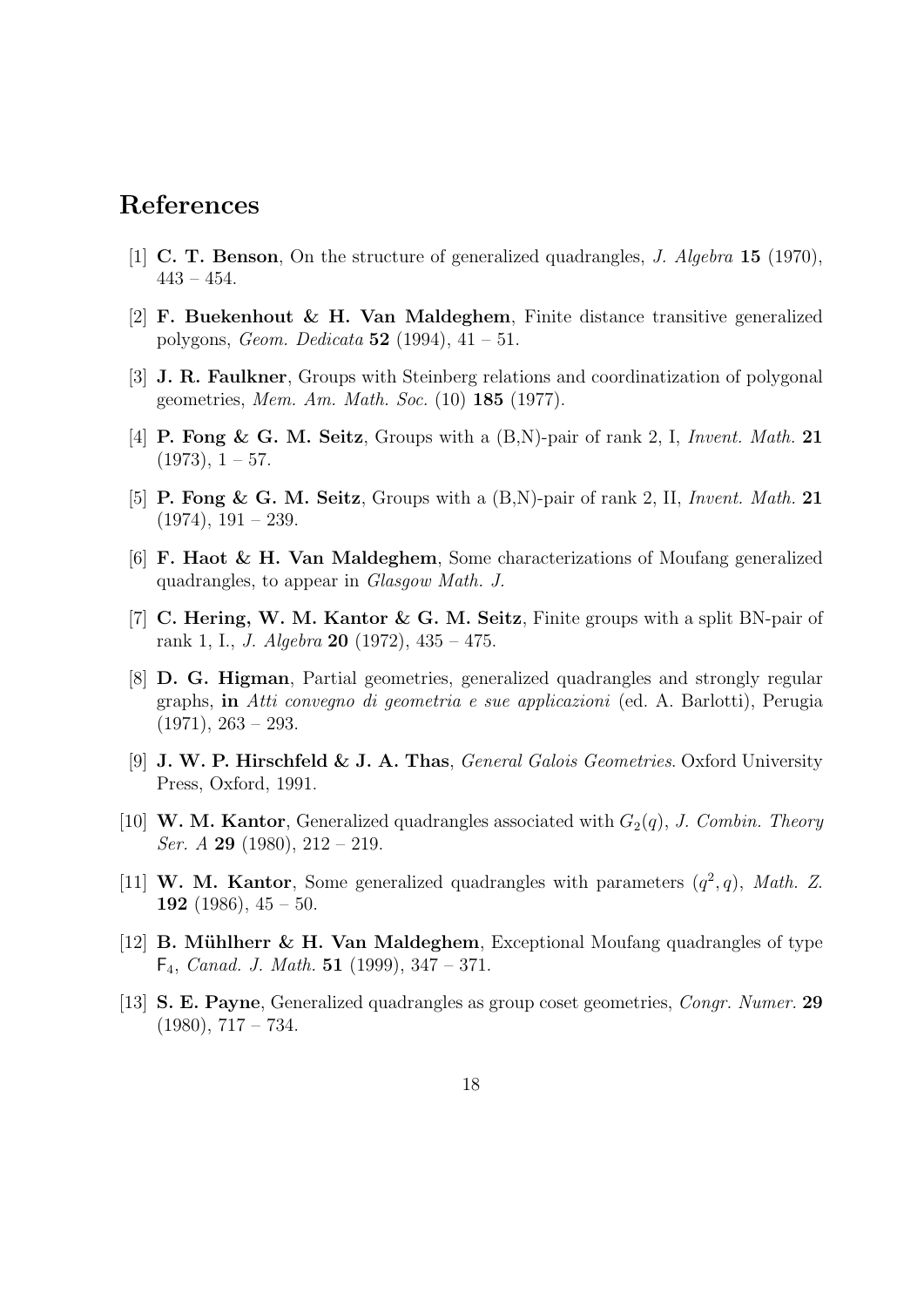# References

[1] **C. T. Benson**, On the structure of generalized quadrangles, *J. Algebra* **15** (1970), 443 – 454.

[2] **F. Buekenhout & H. Van Maldeghem**, Finite distance transitive generalized polygons, *Geom. Dedicata* **52** (1994), 41 – 51.

[3] **J. R. Faulkner**, Groups with Steinberg relations and coordinatization of polygonal geometries, *Mem. Am. Math. Soc.* (10) **185** (1977).

[4] **P. Fong & G. M. Seitz**, Groups with a (B,N)-pair of rank 2, I, *Invent. Math.* **21** (1973), 1 – 57.

[5] **P. Fong & G. M. Seitz**, Groups with a (B,N)-pair of rank 2, II, *Invent. Math.* **21** (1974), 191 – 239.

[6] **F. Haot & H. Van Maldeghem**, Some characterizations of Moufang generalized quadrangles, to appear in *Glasgow Math. J.*

[7] **C. Hering, W. M. Kantor & G. M. Seitz**, Finite groups with a split BN-pair of rank 1, I., *J. Algebra* **20** (1972), 435 – 475.

[8] **D. G. Higman**, Partial geometries, generalized quadrangles and strongly regular graphs, **in** *Atti convegno di geometria e sue applicazioni* (ed. A. Barlotti), Perugia (1971), 263 – 293.

[9] **J. W. P. Hirschfeld & J. A. Thas**, *General Galois Geometries*. Oxford University Press, Oxford, 1991.

[10] **W. M. Kantor**, Generalized quadrangles associated with $G_2(q)$, *J. Combin. Theory Ser. A* **29** (1980), 212 – 219.

[11] **W. M. Kantor**, Some generalized quadrangles with parameters $(q^2, q)$, *Math. Z.* **192** (1986), 45 – 50.

[12] **B. Mühlherr & H. Van Maldeghem**, Exceptional Moufang quadrangles of type $\mathsf{F}_4$, *Canad. J. Math.* **51** (1999), 347 – 371.

[13] **S. E. Payne**, Generalized quadrangles as group coset geometries, *Congr. Numer.* **29** (1980), 717 – 734.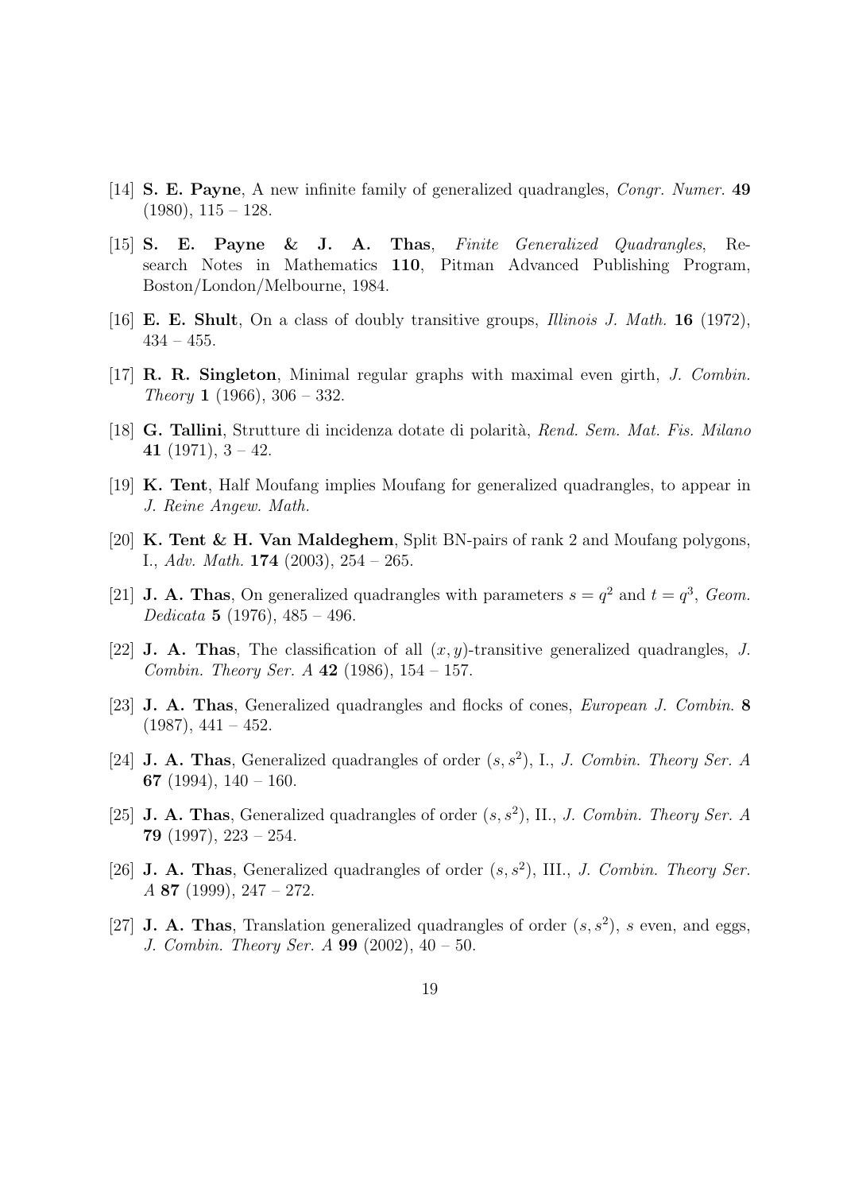[14] **S. E. Payne**, A new infinite family of generalized quadrangles, *Congr. Numer.* **49** (1980), 115 – 128.

[15] **S. E. Payne & J. A. Thas**, *Finite Generalized Quadrangles*, Research Notes in Mathematics **110**, Pitman Advanced Publishing Program, Boston/London/Melbourne, 1984.

[16] **E. E. Shult**, On a class of doubly transitive groups, *Illinois J. Math.* **16** (1972), 434 – 455.

[17] **R. R. Singleton**, Minimal regular graphs with maximal even girth, *J. Combin. Theory* **1** (1966), 306 – 332.

[18] **G. Tallini**, Strutture di incidenza dotate di polarità, *Rend. Sem. Mat. Fis. Milano* **41** (1971), 3 – 42.

[19] **K. Tent**, Half Moufang implies Moufang for generalized quadrangles, to appear in *J. Reine Angew. Math.*

[20] **K. Tent & H. Van Maldeghem**, Split BN-pairs of rank 2 and Moufang polygons, I., *Adv. Math.* **174** (2003), 254 – 265.

[21] **J. A. Thas**, On generalized quadrangles with parameters $s = q^2$ and $t = q^3$, *Geom. Dedicata* **5** (1976), 485 – 496.

[22] **J. A. Thas**, The classification of all $(x, y)$-transitive generalized quadrangles, *J. Combin. Theory Ser. A* **42** (1986), 154 – 157.

[23] **J. A. Thas**, Generalized quadrangles and flocks of cones, *European J. Combin.* **8** (1987), 441 – 452.

[24] **J. A. Thas**, Generalized quadrangles of order $(s, s^2)$, I., *J. Combin. Theory Ser. A* **67** (1994), 140 – 160.

[25] **J. A. Thas**, Generalized quadrangles of order $(s, s^2)$, II., *J. Combin. Theory Ser. A* **79** (1997), 223 – 254.

[26] **J. A. Thas**, Generalized quadrangles of order $(s, s^2)$, III., *J. Combin. Theory Ser. A* **87** (1999), 247 – 272.

[27] **J. A. Thas**, Translation generalized quadrangles of order $(s, s^2)$, $s$ even, and eggs, *J. Combin. Theory Ser. A* **99** (2002), 40 – 50.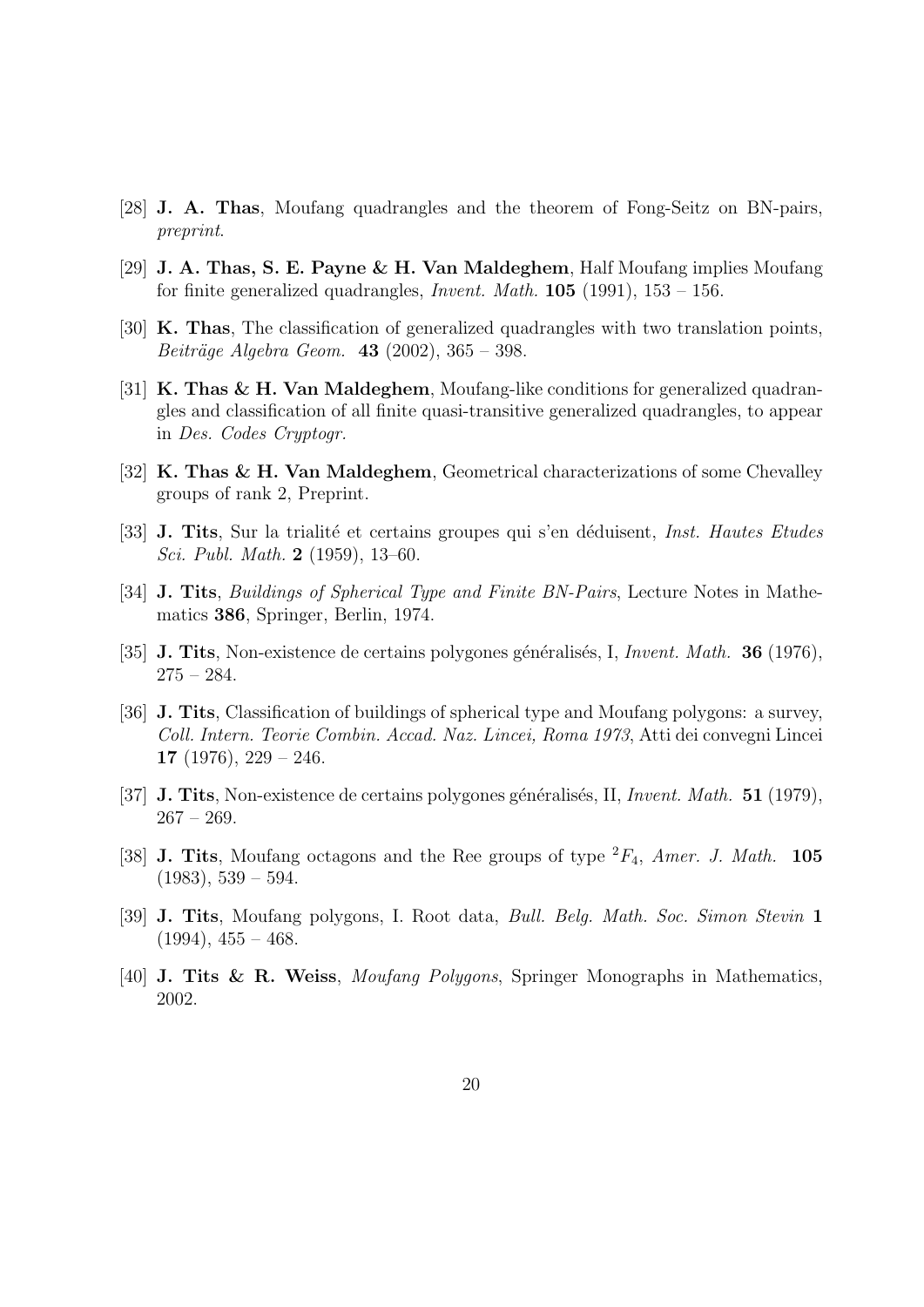[28] **J. A. Thas**, Moufang quadrangles and the theorem of Fong-Seitz on BN-pairs, *preprint*.

[29] **J. A. Thas, S. E. Payne & H. Van Maldeghem**, Half Moufang implies Moufang for finite generalized quadrangles, *Invent. Math.* **105** (1991), 153 – 156.

[30] **K. Thas**, The classification of generalized quadrangles with two translation points, *Beiträge Algebra Geom.* **43** (2002), 365 – 398.

[31] **K. Thas & H. Van Maldeghem**, Moufang-like conditions for generalized quadrangles and classification of all finite quasi-transitive generalized quadrangles, to appear in *Des. Codes Cryptogr.*

[32] **K. Thas & H. Van Maldeghem**, Geometrical characterizations of some Chevalley groups of rank 2, Preprint.

[33] **J. Tits**, Sur la trialité et certains groupes qui s'en déduisent, *Inst. Hautes Etudes Sci. Publ. Math.* **2** (1959), 13–60.

[34] **J. Tits**, *Buildings of Spherical Type and Finite BN-Pairs*, Lecture Notes in Mathematics **386**, Springer, Berlin, 1974.

[35] **J. Tits**, Non-existence de certains polygones généralisés, I, *Invent. Math.* **36** (1976), 275 – 284.

[36] **J. Tits**, Classification of buildings of spherical type and Moufang polygons: a survey, *Coll. Intern. Teorie Combin. Accad. Naz. Lincei, Roma 1973*, Atti dei convegni Lincei **17** (1976), 229 – 246.

[37] **J. Tits**, Non-existence de certains polygones généralisés, II, *Invent. Math.* **51** (1979), 267 – 269.

[38] **J. Tits**, Moufang octagons and the Ree groups of type $^2F_4$, *Amer. J. Math.* **105** (1983), 539 – 594.

[39] **J. Tits**, Moufang polygons, I. Root data, *Bull. Belg. Math. Soc. Simon Stevin* **1** (1994), 455 – 468.

[40] **J. Tits & R. Weiss**, *Moufang Polygons*, Springer Monographs in Mathematics, 2002.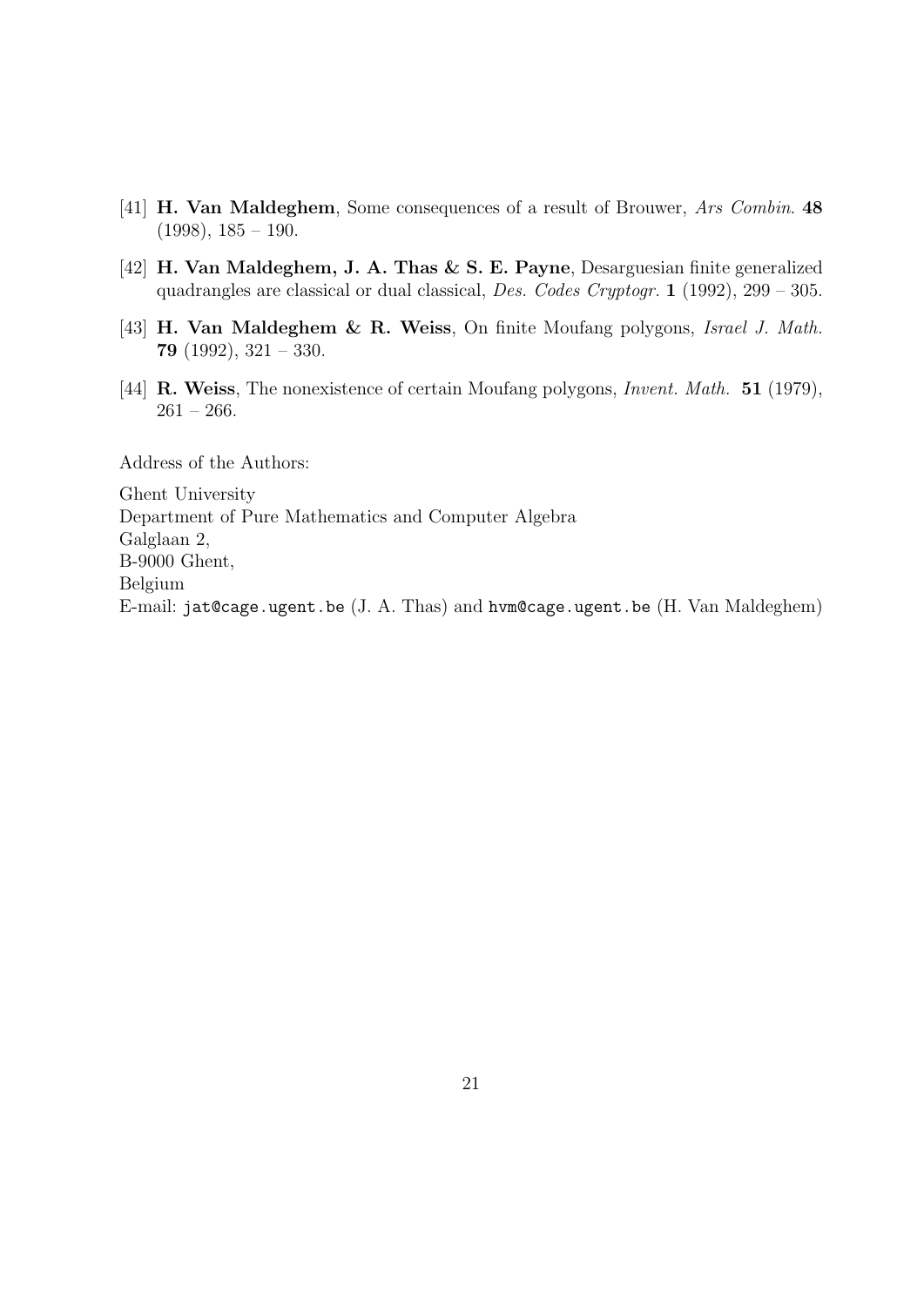[41] **H. Van Maldeghem**, Some consequences of a result of Brouwer, *Ars Combin.* **48** (1998), 185 – 190.

[42] **H. Van Maldeghem, J. A. Thas & S. E. Payne**, Desarguesian finite generalized quadrangles are classical or dual classical, *Des. Codes Cryptogr.* **1** (1992), 299 – 305.

[43] **H. Van Maldeghem & R. Weiss**, On finite Moufang polygons, *Israel J. Math.* **79** (1992), 321 – 330.

[44] **R. Weiss**, The nonexistence of certain Moufang polygons, *Invent. Math.* **51** (1979), 261 – 266.

Address of the Authors:

Ghent University
Department of Pure Mathematics and Computer Algebra
Galglaan 2,
B-9000 Ghent,
Belgium
E-mail: `jat@cage.ugent.be` (J. A. Thas) and `hvm@cage.ugent.be` (H. Van Maldeghem)